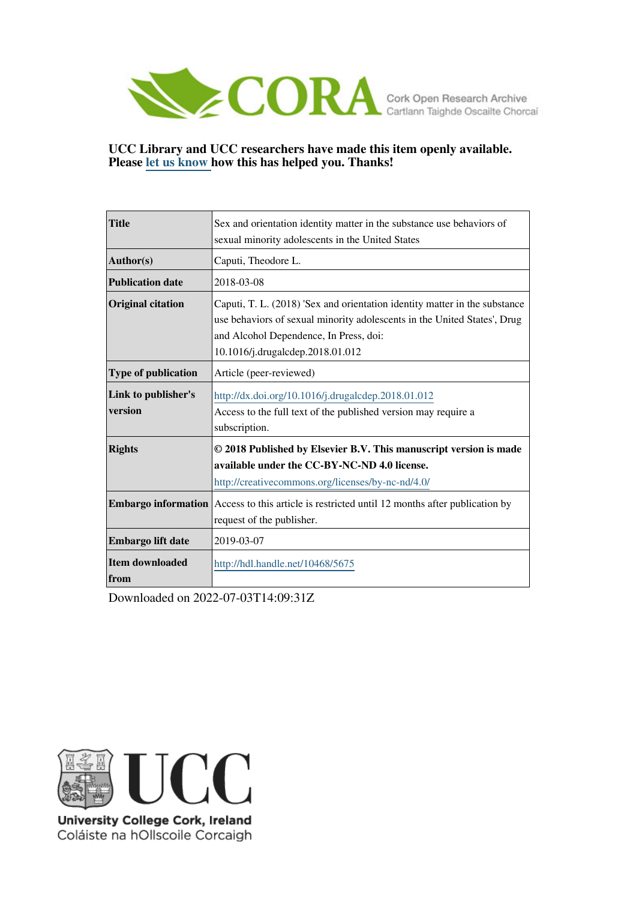CORA Cork Open Research Archive
Cartlann Taighde Oscailte Chorcaí

**UCC Library and UCC researchers have made this item openly available. Please let us know how this has helped you. Thanks!**

| | |
|---|---|
| **Title** | Sex and orientation identity matter in the substance use behaviors of sexual minority adolescents in the United States |
| **Author(s)** | Caputi, Theodore L. |
| **Publication date** | 2018-03-08 |
| **Original citation** | Caputi, T. L. (2018) 'Sex and orientation identity matter in the substance use behaviors of sexual minority adolescents in the United States', Drug and Alcohol Dependence, In Press, doi: 10.1016/j.drugalcdep.2018.01.012 |
| **Type of publication** | Article (peer-reviewed) |
| **Link to publisher's version** | http://dx.doi.org/10.1016/j.drugalcdep.2018.01.012 Access to the full text of the published version may require a subscription. |
| **Rights** | **© 2018 Published by Elsevier B.V. This manuscript version is made available under the CC-BY-NC-ND 4.0 license.** http://creativecommons.org/licenses/by-nc-nd/4.0/ |
| **Embargo information** | Access to this article is restricted until 12 months after publication by request of the publisher. |
| **Embargo lift date** | 2019-03-07 |
| **Item downloaded from** | http://hdl.handle.net/10468/5675 |

Downloaded on 2022-07-03T14:09:31Z

UCC
University College Cork, Ireland
Coláiste na hOllscoile Corcaigh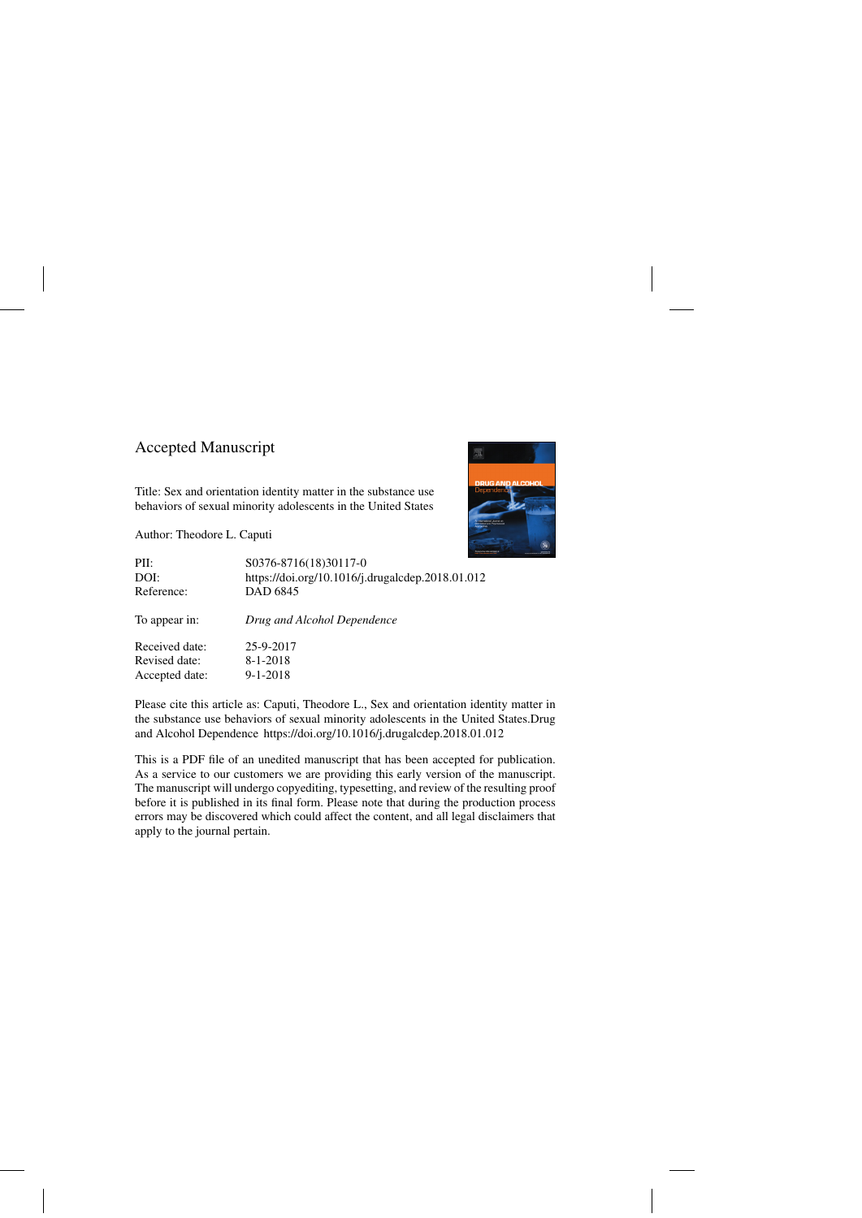Accepted Manuscript

Title: Sex and orientation identity matter in the substance use behaviors of sexual minority adolescents in the United States

Author: Theodore L. Caputi

| | |
|---|---|
| PII: | S0376-8716(18)30117-0 |
| DOI: | https://doi.org/10.1016/j.drugalcdep.2018.01.012 |
| Reference: | DAD 6845 |
| | |
| To appear in: | *Drug and Alcohol Dependence* |
| | |
| Received date: | 25-9-2017 |
| Revised date: | 8-1-2018 |
| Accepted date: | 9-1-2018 |

Please cite this article as: Caputi, Theodore L., Sex and orientation identity matter in the substance use behaviors of sexual minority adolescents in the United States.Drug and Alcohol Dependence https://doi.org/10.1016/j.drugalcdep.2018.01.012

This is a PDF file of an unedited manuscript that has been accepted for publication. As a service to our customers we are providing this early version of the manuscript. The manuscript will undergo copyediting, typesetting, and review of the resulting proof before it is published in its final form. Please note that during the production process errors may be discovered which could affect the content, and all legal disclaimers that apply to the journal pertain.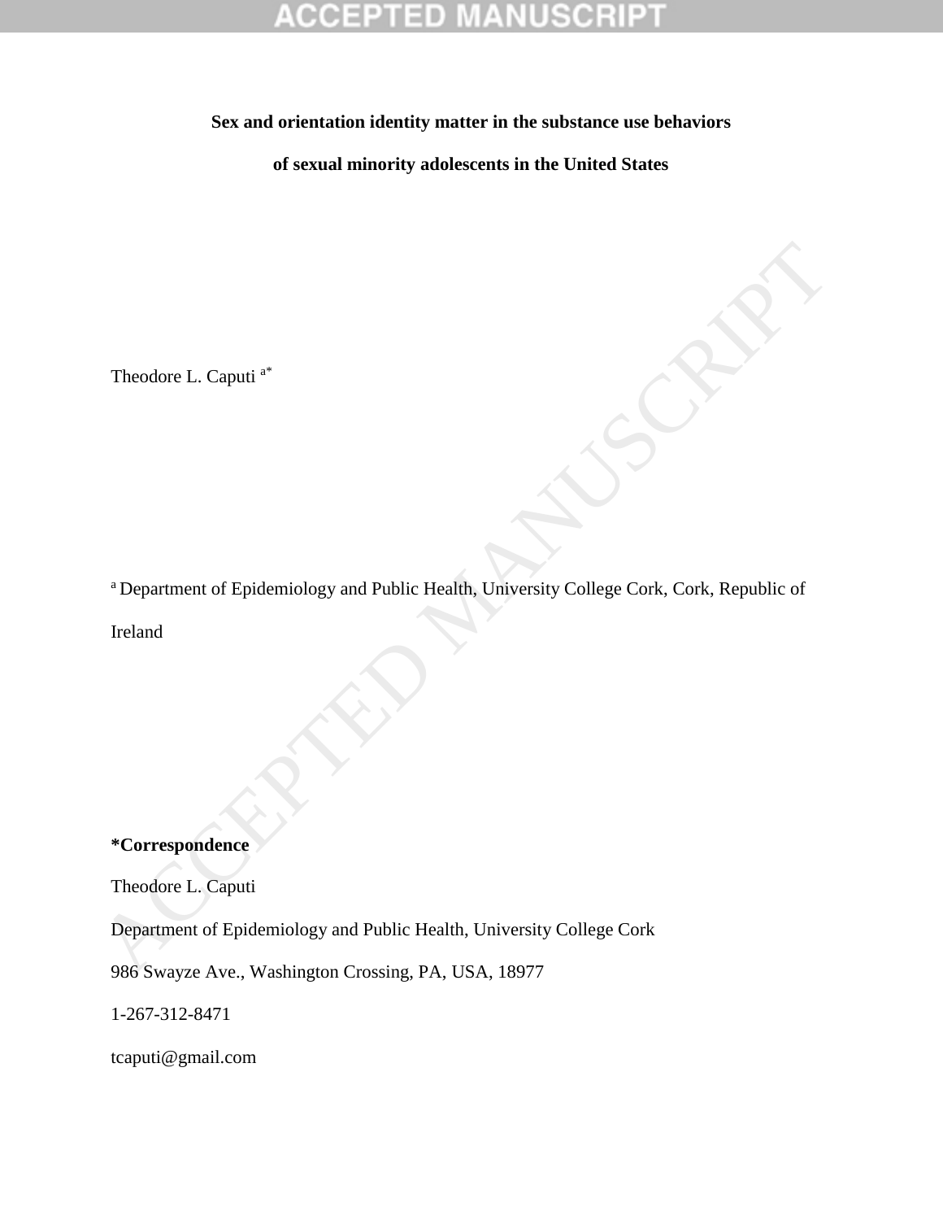**Sex and orientation identity matter in the substance use behaviors of sexual minority adolescents in the United States**

Theodore L. Caputi [a*]

[a] Department of Epidemiology and Public Health, University College Cork, Cork, Republic of Ireland

**\*Correspondence**

Theodore L. Caputi

Department of Epidemiology and Public Health, University College Cork

986 Swayze Ave., Washington Crossing, PA, USA, 18977

1-267-312-8471

tcaputi@gmail.com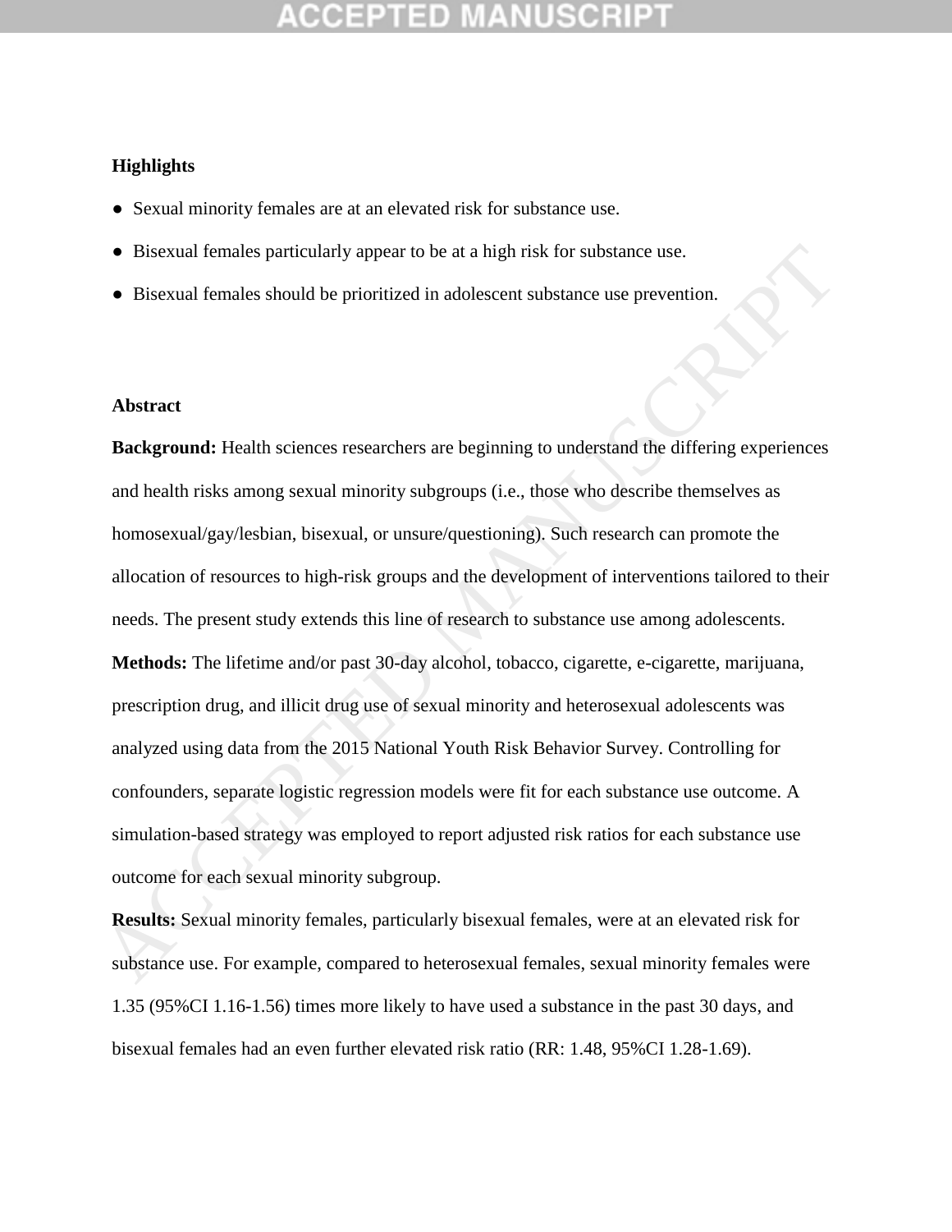**Highlights**

- Sexual minority females are at an elevated risk for substance use.
- Bisexual females particularly appear to be at a high risk for substance use.
- Bisexual females should be prioritized in adolescent substance use prevention.

**Abstract**

**Background:** Health sciences researchers are beginning to understand the differing experiences and health risks among sexual minority subgroups (i.e., those who describe themselves as homosexual/gay/lesbian, bisexual, or unsure/questioning). Such research can promote the allocation of resources to high-risk groups and the development of interventions tailored to their needs. The present study extends this line of research to substance use among adolescents.

**Methods:** The lifetime and/or past 30-day alcohol, tobacco, cigarette, e-cigarette, marijuana, prescription drug, and illicit drug use of sexual minority and heterosexual adolescents was analyzed using data from the 2015 National Youth Risk Behavior Survey. Controlling for confounders, separate logistic regression models were fit for each substance use outcome. A simulation-based strategy was employed to report adjusted risk ratios for each substance use outcome for each sexual minority subgroup.

**Results:** Sexual minority females, particularly bisexual females, were at an elevated risk for substance use. For example, compared to heterosexual females, sexual minority females were 1.35 (95%CI 1.16-1.56) times more likely to have used a substance in the past 30 days, and bisexual females had an even further elevated risk ratio (RR: 1.48, 95%CI 1.28-1.69).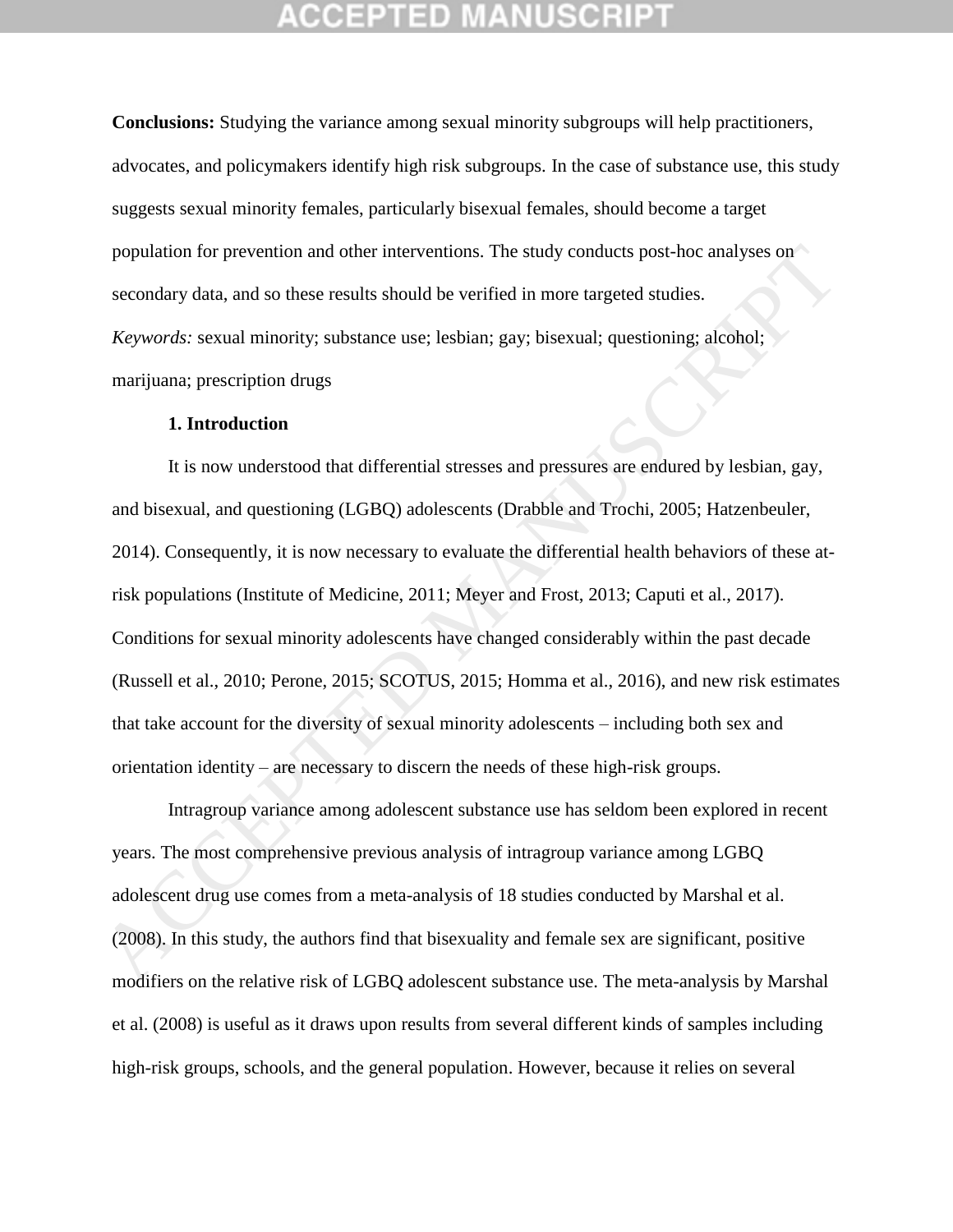**Conclusions:** Studying the variance among sexual minority subgroups will help practitioners, advocates, and policymakers identify high risk subgroups. In the case of substance use, this study suggests sexual minority females, particularly bisexual females, should become a target population for prevention and other interventions. The study conducts post-hoc analyses on secondary data, and so these results should be verified in more targeted studies.

*Keywords:* sexual minority; substance use; lesbian; gay; bisexual; questioning; alcohol; marijuana; prescription drugs

## 1. Introduction

It is now understood that differential stresses and pressures are endured by lesbian, gay, and bisexual, and questioning (LGBQ) adolescents (Drabble and Trochi, 2005; Hatzenbeuler, 2014). Consequently, it is now necessary to evaluate the differential health behaviors of these at-risk populations (Institute of Medicine, 2011; Meyer and Frost, 2013; Caputi et al., 2017). Conditions for sexual minority adolescents have changed considerably within the past decade (Russell et al., 2010; Perone, 2015; SCOTUS, 2015; Homma et al., 2016), and new risk estimates that take account for the diversity of sexual minority adolescents – including both sex and orientation identity – are necessary to discern the needs of these high-risk groups.

Intragroup variance among adolescent substance use has seldom been explored in recent years. The most comprehensive previous analysis of intragroup variance among LGBQ adolescent drug use comes from a meta-analysis of 18 studies conducted by Marshal et al. (2008). In this study, the authors find that bisexuality and female sex are significant, positive modifiers on the relative risk of LGBQ adolescent substance use. The meta-analysis by Marshal et al. (2008) is useful as it draws upon results from several different kinds of samples including high-risk groups, schools, and the general population. However, because it relies on several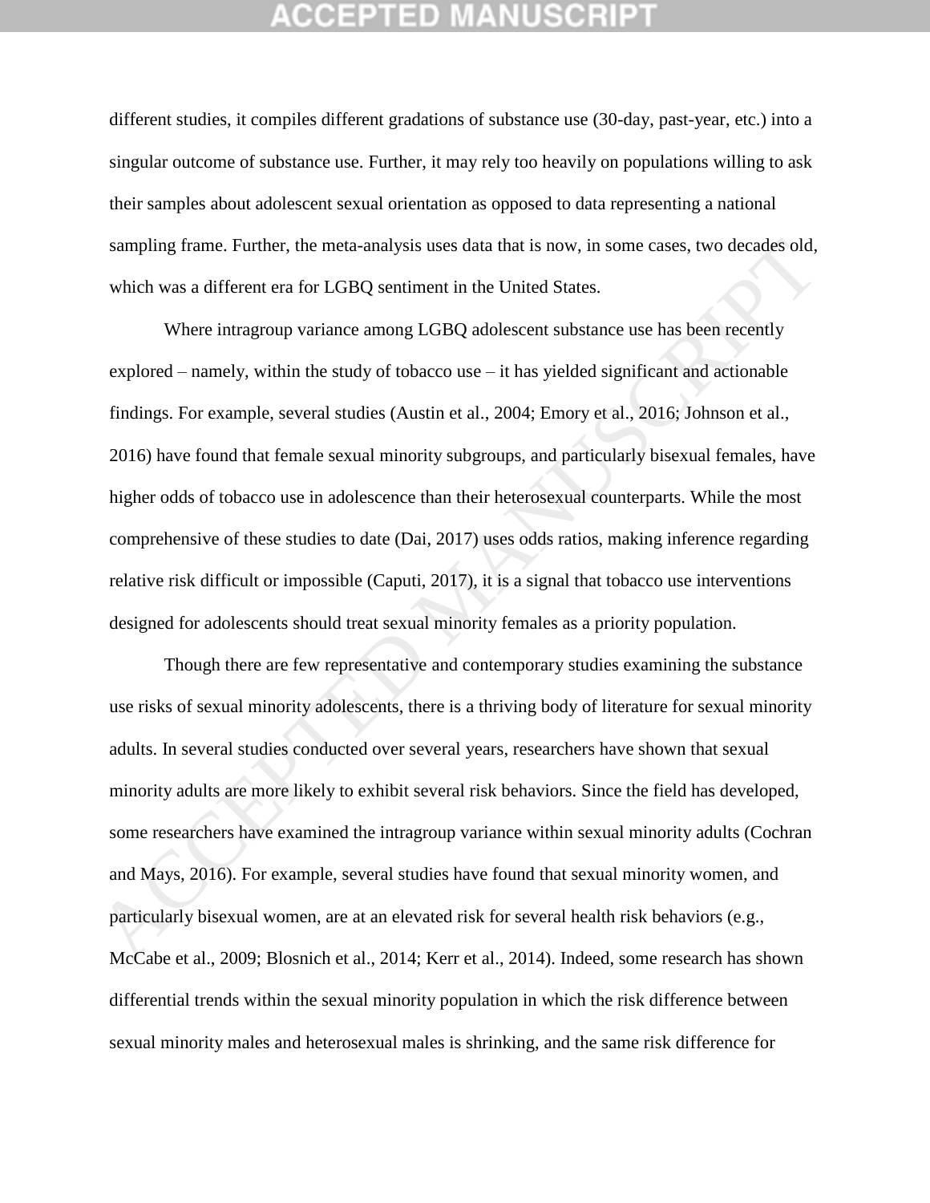different studies, it compiles different gradations of substance use (30-day, past-year, etc.) into a singular outcome of substance use. Further, it may rely too heavily on populations willing to ask their samples about adolescent sexual orientation as opposed to data representing a national sampling frame. Further, the meta-analysis uses data that is now, in some cases, two decades old, which was a different era for LGBQ sentiment in the United States.

Where intragroup variance among LGBQ adolescent substance use has been recently explored – namely, within the study of tobacco use – it has yielded significant and actionable findings. For example, several studies (Austin et al., 2004; Emory et al., 2016; Johnson et al., 2016) have found that female sexual minority subgroups, and particularly bisexual females, have higher odds of tobacco use in adolescence than their heterosexual counterparts. While the most comprehensive of these studies to date (Dai, 2017) uses odds ratios, making inference regarding relative risk difficult or impossible (Caputi, 2017), it is a signal that tobacco use interventions designed for adolescents should treat sexual minority females as a priority population.

Though there are few representative and contemporary studies examining the substance use risks of sexual minority adolescents, there is a thriving body of literature for sexual minority adults. In several studies conducted over several years, researchers have shown that sexual minority adults are more likely to exhibit several risk behaviors. Since the field has developed, some researchers have examined the intragroup variance within sexual minority adults (Cochran and Mays, 2016). For example, several studies have found that sexual minority women, and particularly bisexual women, are at an elevated risk for several health risk behaviors (e.g., McCabe et al., 2009; Blosnich et al., 2014; Kerr et al., 2014). Indeed, some research has shown differential trends within the sexual minority population in which the risk difference between sexual minority males and heterosexual males is shrinking, and the same risk difference for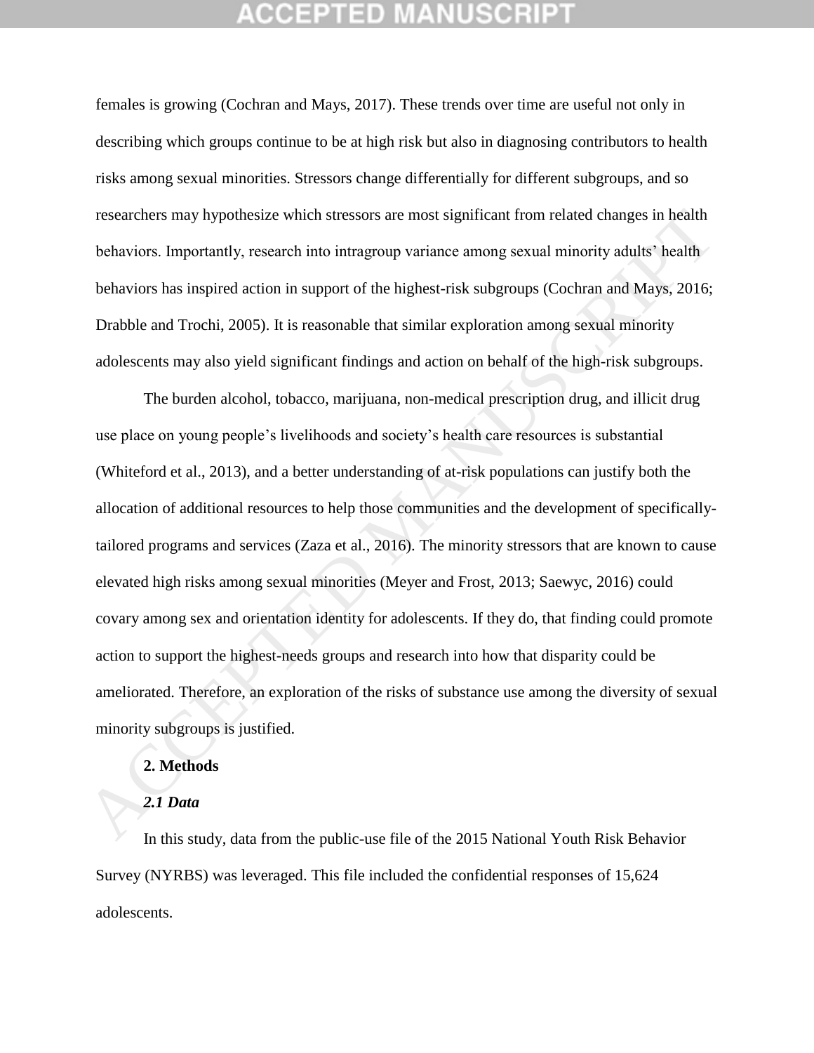females is growing (Cochran and Mays, 2017). These trends over time are useful not only in describing which groups continue to be at high risk but also in diagnosing contributors to health risks among sexual minorities. Stressors change differentially for different subgroups, and so researchers may hypothesize which stressors are most significant from related changes in health behaviors. Importantly, research into intragroup variance among sexual minority adults' health behaviors has inspired action in support of the highest-risk subgroups (Cochran and Mays, 2016; Drabble and Trochi, 2005). It is reasonable that similar exploration among sexual minority adolescents may also yield significant findings and action on behalf of the high-risk subgroups.

The burden alcohol, tobacco, marijuana, non-medical prescription drug, and illicit drug use place on young people's livelihoods and society's health care resources is substantial (Whiteford et al., 2013), and a better understanding of at-risk populations can justify both the allocation of additional resources to help those communities and the development of specifically-tailored programs and services (Zaza et al., 2016). The minority stressors that are known to cause elevated high risks among sexual minorities (Meyer and Frost, 2013; Saewyc, 2016) could covary among sex and orientation identity for adolescents. If they do, that finding could promote action to support the highest-needs groups and research into how that disparity could be ameliorated. Therefore, an exploration of the risks of substance use among the diversity of sexual minority subgroups is justified.

## 2. Methods

### *2.1 Data*

In this study, data from the public-use file of the 2015 National Youth Risk Behavior Survey (NYRBS) was leveraged. This file included the confidential responses of 15,624 adolescents.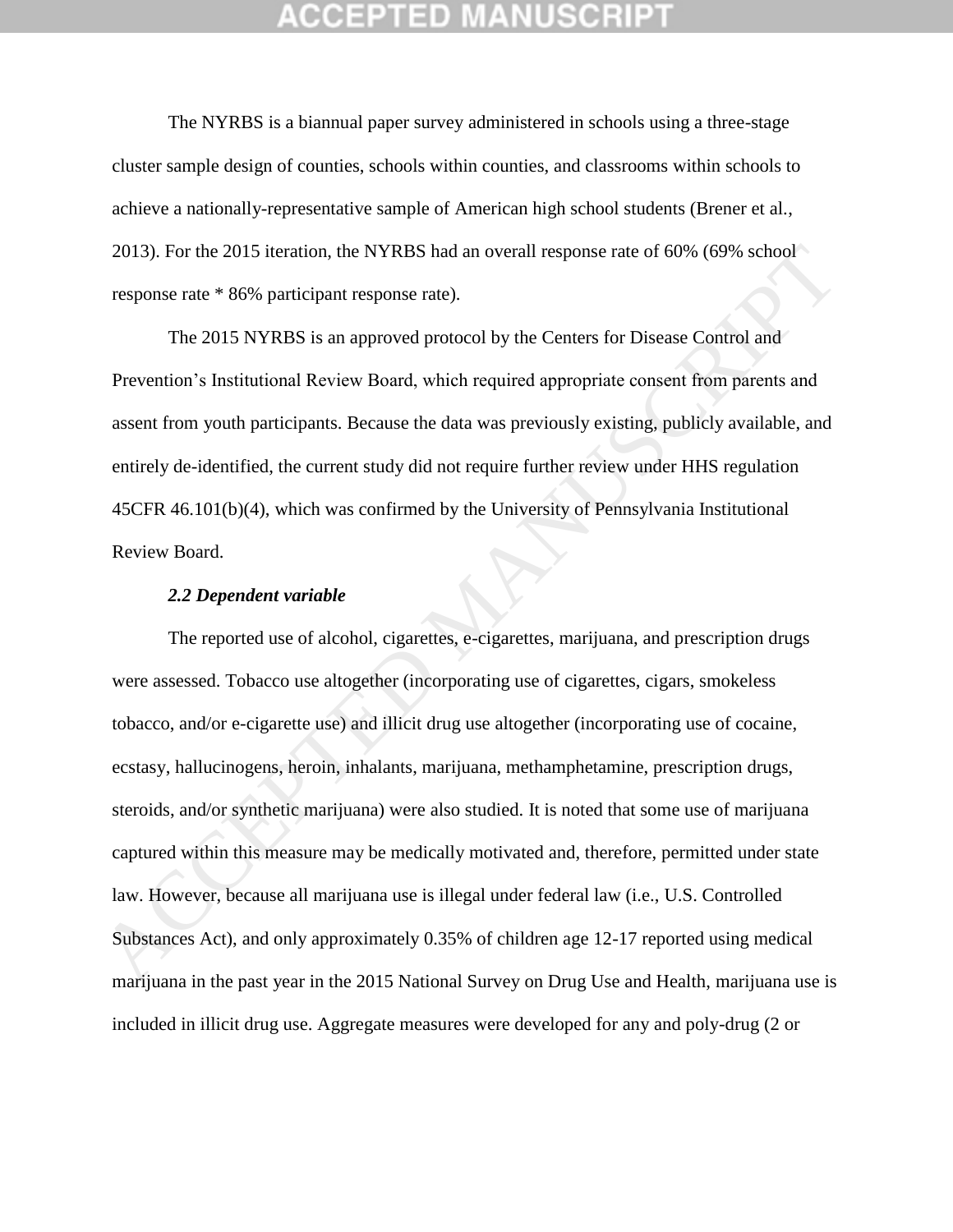The NYRBS is a biannual paper survey administered in schools using a three-stage cluster sample design of counties, schools within counties, and classrooms within schools to achieve a nationally-representative sample of American high school students (Brener et al., 2013). For the 2015 iteration, the NYRBS had an overall response rate of 60% (69% school response rate * 86% participant response rate).

The 2015 NYRBS is an approved protocol by the Centers for Disease Control and Prevention's Institutional Review Board, which required appropriate consent from parents and assent from youth participants. Because the data was previously existing, publicly available, and entirely de-identified, the current study did not require further review under HHS regulation 45CFR 46.101(b)(4), which was confirmed by the University of Pennsylvania Institutional Review Board.

### *2.2 Dependent variable*

The reported use of alcohol, cigarettes, e-cigarettes, marijuana, and prescription drugs were assessed. Tobacco use altogether (incorporating use of cigarettes, cigars, smokeless tobacco, and/or e-cigarette use) and illicit drug use altogether (incorporating use of cocaine, ecstasy, hallucinogens, heroin, inhalants, marijuana, methamphetamine, prescription drugs, steroids, and/or synthetic marijuana) were also studied. It is noted that some use of marijuana captured within this measure may be medically motivated and, therefore, permitted under state law. However, because all marijuana use is illegal under federal law (i.e., U.S. Controlled Substances Act), and only approximately 0.35% of children age 12-17 reported using medical marijuana in the past year in the 2015 National Survey on Drug Use and Health, marijuana use is included in illicit drug use. Aggregate measures were developed for any and poly-drug (2 or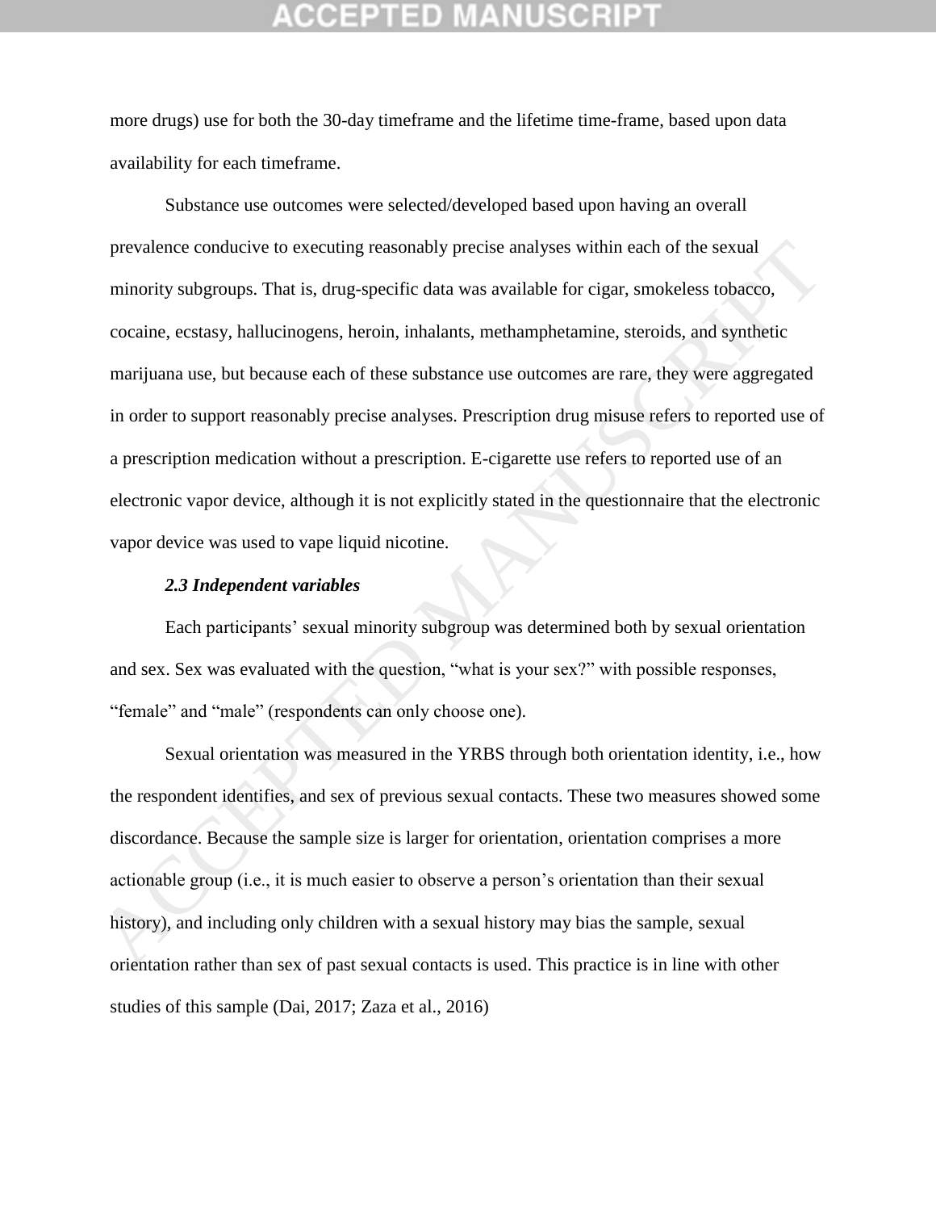more drugs) use for both the 30-day timeframe and the lifetime time-frame, based upon data availability for each timeframe.

Substance use outcomes were selected/developed based upon having an overall prevalence conducive to executing reasonably precise analyses within each of the sexual minority subgroups. That is, drug-specific data was available for cigar, smokeless tobacco, cocaine, ecstasy, hallucinogens, heroin, inhalants, methamphetamine, steroids, and synthetic marijuana use, but because each of these substance use outcomes are rare, they were aggregated in order to support reasonably precise analyses. Prescription drug misuse refers to reported use of a prescription medication without a prescription. E-cigarette use refers to reported use of an electronic vapor device, although it is not explicitly stated in the questionnaire that the electronic vapor device was used to vape liquid nicotine.

### *2.3 Independent variables*

Each participants' sexual minority subgroup was determined both by sexual orientation and sex. Sex was evaluated with the question, "what is your sex?" with possible responses, "female" and "male" (respondents can only choose one).

Sexual orientation was measured in the YRBS through both orientation identity, i.e., how the respondent identifies, and sex of previous sexual contacts. These two measures showed some discordance. Because the sample size is larger for orientation, orientation comprises a more actionable group (i.e., it is much easier to observe a person's orientation than their sexual history), and including only children with a sexual history may bias the sample, sexual orientation rather than sex of past sexual contacts is used. This practice is in line with other studies of this sample (Dai, 2017; Zaza et al., 2016)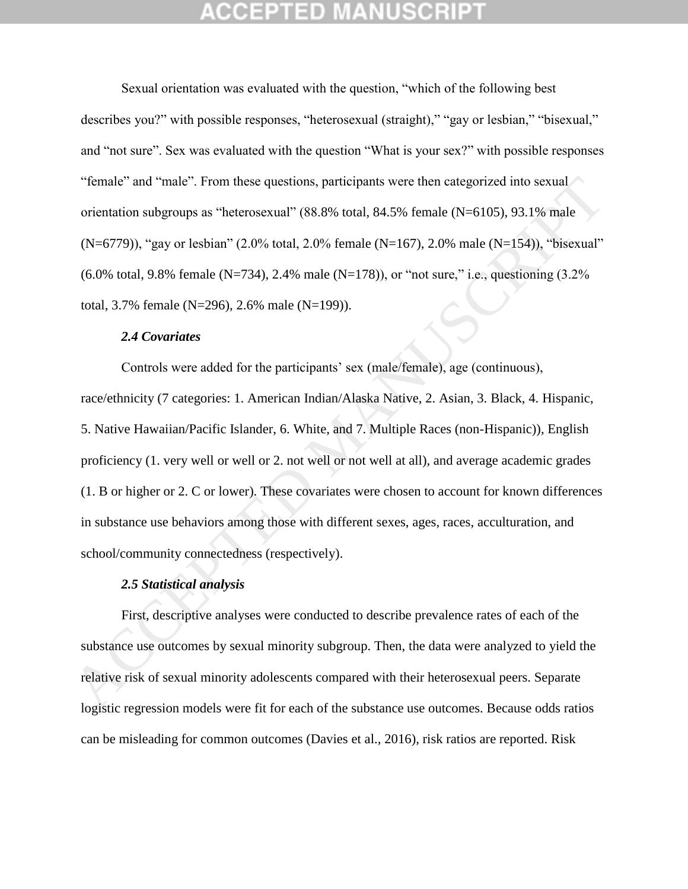Sexual orientation was evaluated with the question, “which of the following best describes you?” with possible responses, “heterosexual (straight),” “gay or lesbian,” “bisexual,” and “not sure”. Sex was evaluated with the question “What is your sex?” with possible responses “female” and “male”. From these questions, participants were then categorized into sexual orientation subgroups as “heterosexual” (88.8% total, 84.5% female (N=6105), 93.1% male (N=6779)), “gay or lesbian” (2.0% total, 2.0% female (N=167), 2.0% male (N=154)), “bisexual” (6.0% total, 9.8% female (N=734), 2.4% male (N=178)), or “not sure,” i.e., questioning (3.2% total, 3.7% female (N=296), 2.6% male (N=199)).

### *2.4 Covariates*

Controls were added for the participants’ sex (male/female), age (continuous), race/ethnicity (7 categories: 1. American Indian/Alaska Native, 2. Asian, 3. Black, 4. Hispanic, 5. Native Hawaiian/Pacific Islander, 6. White, and 7. Multiple Races (non-Hispanic)), English proficiency (1. very well or well or 2. not well or not well at all), and average academic grades (1. B or higher or 2. C or lower). These covariates were chosen to account for known differences in substance use behaviors among those with different sexes, ages, races, acculturation, and school/community connectedness (respectively).

### *2.5 Statistical analysis*

First, descriptive analyses were conducted to describe prevalence rates of each of the substance use outcomes by sexual minority subgroup. Then, the data were analyzed to yield the relative risk of sexual minority adolescents compared with their heterosexual peers. Separate logistic regression models were fit for each of the substance use outcomes. Because odds ratios can be misleading for common outcomes (Davies et al., 2016), risk ratios are reported. Risk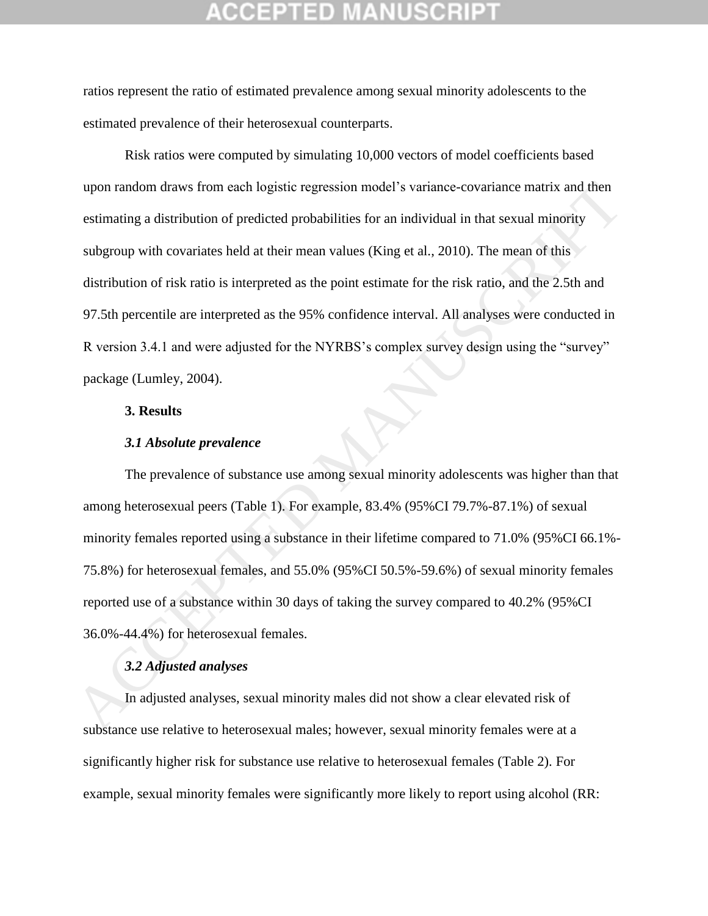ratios represent the ratio of estimated prevalence among sexual minority adolescents to the estimated prevalence of their heterosexual counterparts.

Risk ratios were computed by simulating 10,000 vectors of model coefficients based upon random draws from each logistic regression model's variance-covariance matrix and then estimating a distribution of predicted probabilities for an individual in that sexual minority subgroup with covariates held at their mean values (King et al., 2010). The mean of this distribution of risk ratio is interpreted as the point estimate for the risk ratio, and the 2.5th and 97.5th percentile are interpreted as the 95% confidence interval. All analyses were conducted in R version 3.4.1 and were adjusted for the NYRBS's complex survey design using the "survey" package (Lumley, 2004).

## 3. Results

### *3.1 Absolute prevalence*

The prevalence of substance use among sexual minority adolescents was higher than that among heterosexual peers (Table 1). For example, 83.4% (95%CI 79.7%-87.1%) of sexual minority females reported using a substance in their lifetime compared to 71.0% (95%CI 66.1%-75.8%) for heterosexual females, and 55.0% (95%CI 50.5%-59.6%) of sexual minority females reported use of a substance within 30 days of taking the survey compared to 40.2% (95%CI 36.0%-44.4%) for heterosexual females.

### *3.2 Adjusted analyses*

In adjusted analyses, sexual minority males did not show a clear elevated risk of substance use relative to heterosexual males; however, sexual minority females were at a significantly higher risk for substance use relative to heterosexual females (Table 2). For example, sexual minority females were significantly more likely to report using alcohol (RR: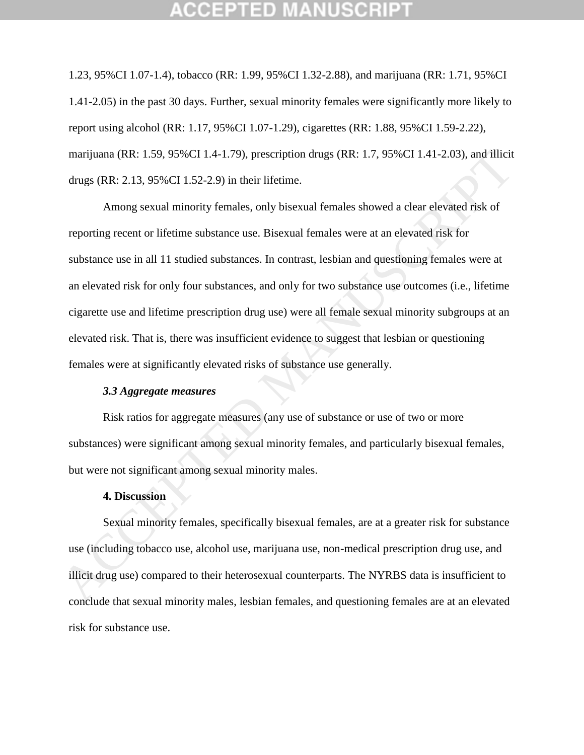1.23, 95%CI 1.07-1.4), tobacco (RR: 1.99, 95%CI 1.32-2.88), and marijuana (RR: 1.71, 95%CI 1.41-2.05) in the past 30 days. Further, sexual minority females were significantly more likely to report using alcohol (RR: 1.17, 95%CI 1.07-1.29), cigarettes (RR: 1.88, 95%CI 1.59-2.22), marijuana (RR: 1.59, 95%CI 1.4-1.79), prescription drugs (RR: 1.7, 95%CI 1.41-2.03), and illicit drugs (RR: 2.13, 95%CI 1.52-2.9) in their lifetime.

Among sexual minority females, only bisexual females showed a clear elevated risk of reporting recent or lifetime substance use. Bisexual females were at an elevated risk for substance use in all 11 studied substances. In contrast, lesbian and questioning females were at an elevated risk for only four substances, and only for two substance use outcomes (i.e., lifetime cigarette use and lifetime prescription drug use) were all female sexual minority subgroups at an elevated risk. That is, there was insufficient evidence to suggest that lesbian or questioning females were at significantly elevated risks of substance use generally.

### *3.3 Aggregate measures*

Risk ratios for aggregate measures (any use of substance or use of two or more substances) were significant among sexual minority females, and particularly bisexual females, but were not significant among sexual minority males.

## 4. Discussion

Sexual minority females, specifically bisexual females, are at a greater risk for substance use (including tobacco use, alcohol use, marijuana use, non-medical prescription drug use, and illicit drug use) compared to their heterosexual counterparts. The NYRBS data is insufficient to conclude that sexual minority males, lesbian females, and questioning females are at an elevated risk for substance use.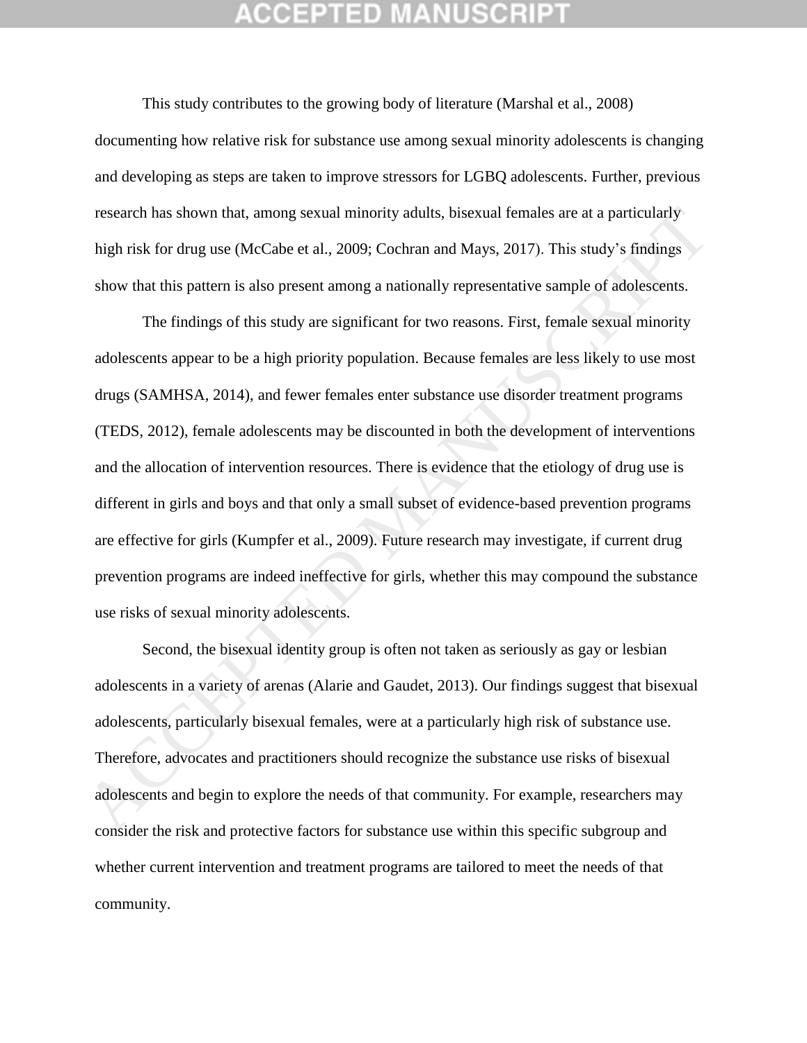This study contributes to the growing body of literature (Marshal et al., 2008) documenting how relative risk for substance use among sexual minority adolescents is changing and developing as steps are taken to improve stressors for LGBQ adolescents. Further, previous research has shown that, among sexual minority adults, bisexual females are at a particularly high risk for drug use (McCabe et al., 2009; Cochran and Mays, 2017). This study's findings show that this pattern is also present among a nationally representative sample of adolescents.

The findings of this study are significant for two reasons. First, female sexual minority adolescents appear to be a high priority population. Because females are less likely to use most drugs (SAMHSA, 2014), and fewer females enter substance use disorder treatment programs (TEDS, 2012), female adolescents may be discounted in both the development of interventions and the allocation of intervention resources. There is evidence that the etiology of drug use is different in girls and boys and that only a small subset of evidence-based prevention programs are effective for girls (Kumpfer et al., 2009). Future research may investigate, if current drug prevention programs are indeed ineffective for girls, whether this may compound the substance use risks of sexual minority adolescents.

Second, the bisexual identity group is often not taken as seriously as gay or lesbian adolescents in a variety of arenas (Alarie and Gaudet, 2013). Our findings suggest that bisexual adolescents, particularly bisexual females, were at a particularly high risk of substance use. Therefore, advocates and practitioners should recognize the substance use risks of bisexual adolescents and begin to explore the needs of that community. For example, researchers may consider the risk and protective factors for substance use within this specific subgroup and whether current intervention and treatment programs are tailored to meet the needs of that community.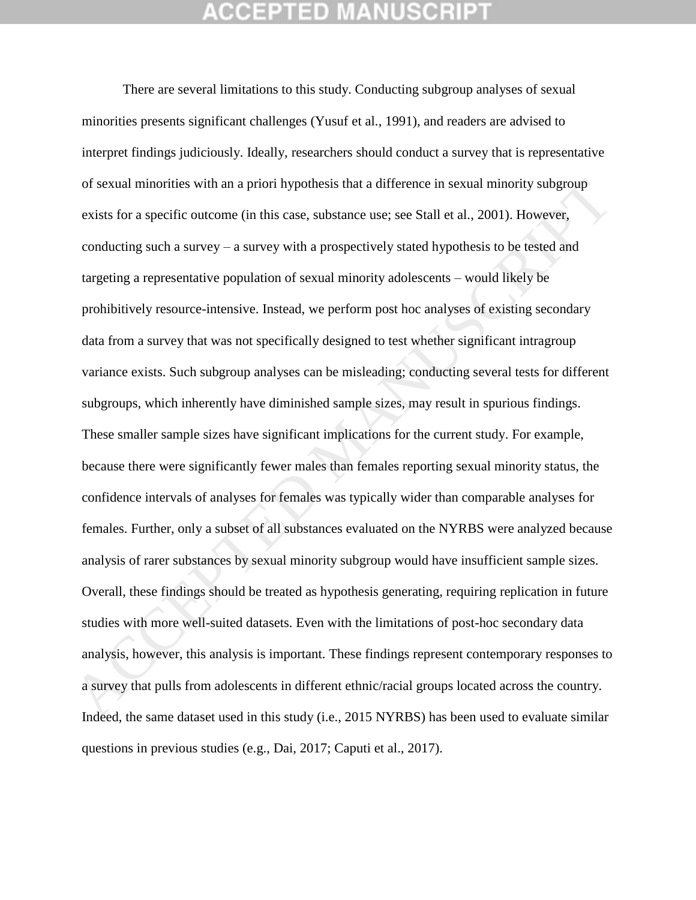There are several limitations to this study. Conducting subgroup analyses of sexual minorities presents significant challenges (Yusuf et al., 1991), and readers are advised to interpret findings judiciously. Ideally, researchers should conduct a survey that is representative of sexual minorities with an a priori hypothesis that a difference in sexual minority subgroup exists for a specific outcome (in this case, substance use; see Stall et al., 2001). However, conducting such a survey – a survey with a prospectively stated hypothesis to be tested and targeting a representative population of sexual minority adolescents – would likely be prohibitively resource-intensive. Instead, we perform post hoc analyses of existing secondary data from a survey that was not specifically designed to test whether significant intragroup variance exists. Such subgroup analyses can be misleading; conducting several tests for different subgroups, which inherently have diminished sample sizes, may result in spurious findings. These smaller sample sizes have significant implications for the current study. For example, because there were significantly fewer males than females reporting sexual minority status, the confidence intervals of analyses for females was typically wider than comparable analyses for females. Further, only a subset of all substances evaluated on the NYRBS were analyzed because analysis of rarer substances by sexual minority subgroup would have insufficient sample sizes. Overall, these findings should be treated as hypothesis generating, requiring replication in future studies with more well-suited datasets. Even with the limitations of post-hoc secondary data analysis, however, this analysis is important. These findings represent contemporary responses to a survey that pulls from adolescents in different ethnic/racial groups located across the country. Indeed, the same dataset used in this study (i.e., 2015 NYRBS) has been used to evaluate similar questions in previous studies (e.g., Dai, 2017; Caputi et al., 2017).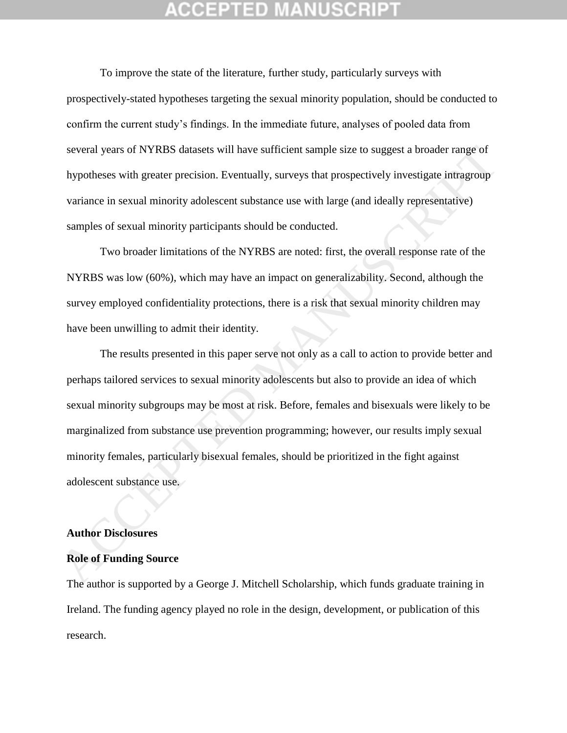To improve the state of the literature, further study, particularly surveys with prospectively-stated hypotheses targeting the sexual minority population, should be conducted to confirm the current study's findings. In the immediate future, analyses of pooled data from several years of NYRBS datasets will have sufficient sample size to suggest a broader range of hypotheses with greater precision. Eventually, surveys that prospectively investigate intragroup variance in sexual minority adolescent substance use with large (and ideally representative) samples of sexual minority participants should be conducted.

Two broader limitations of the NYRBS are noted: first, the overall response rate of the NYRBS was low (60%), which may have an impact on generalizability. Second, although the survey employed confidentiality protections, there is a risk that sexual minority children may have been unwilling to admit their identity.

The results presented in this paper serve not only as a call to action to provide better and perhaps tailored services to sexual minority adolescents but also to provide an idea of which sexual minority subgroups may be most at risk. Before, females and bisexuals were likely to be marginalized from substance use prevention programming; however, our results imply sexual minority females, particularly bisexual females, should be prioritized in the fight against adolescent substance use.

**Author Disclosures**

**Role of Funding Source**

The author is supported by a George J. Mitchell Scholarship, which funds graduate training in Ireland. The funding agency played no role in the design, development, or publication of this research.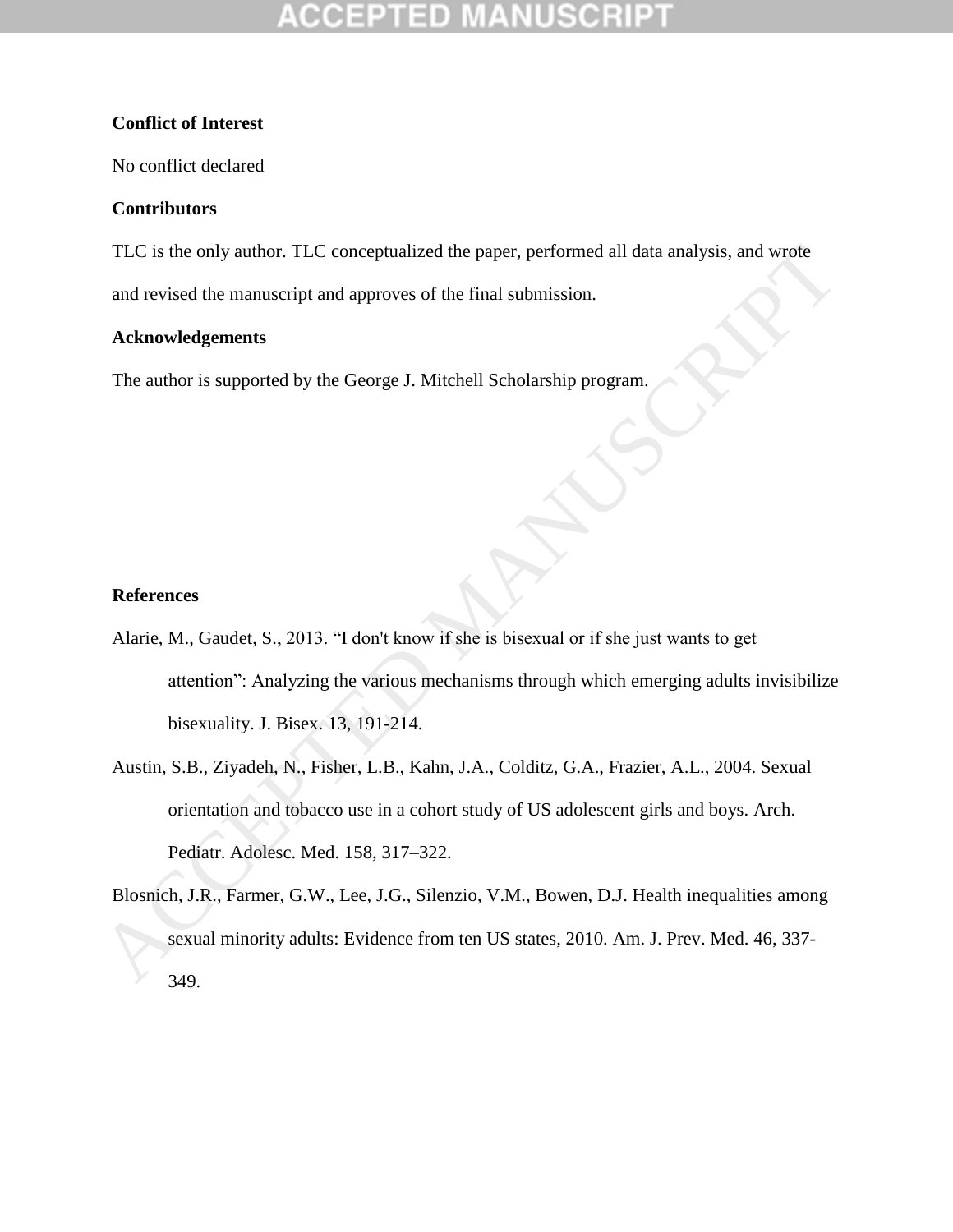**Conflict of Interest**

No conflict declared

**Contributors**

TLC is the only author. TLC conceptualized the paper, performed all data analysis, and wrote and revised the manuscript and approves of the final submission.

**Acknowledgements**

The author is supported by the George J. Mitchell Scholarship program.

**References**

Alarie, M., Gaudet, S., 2013. "I don't know if she is bisexual or if she just wants to get attention": Analyzing the various mechanisms through which emerging adults invisibilize bisexuality. J. Bisex. 13, 191-214.

Austin, S.B., Ziyadeh, N., Fisher, L.B., Kahn, J.A., Colditz, G.A., Frazier, A.L., 2004. Sexual orientation and tobacco use in a cohort study of US adolescent girls and boys. Arch. Pediatr. Adolesc. Med. 158, 317–322.

Blosnich, J.R., Farmer, G.W., Lee, J.G., Silenzio, V.M., Bowen, D.J. Health inequalities among sexual minority adults: Evidence from ten US states, 2010. Am. J. Prev. Med. 46, 337-349.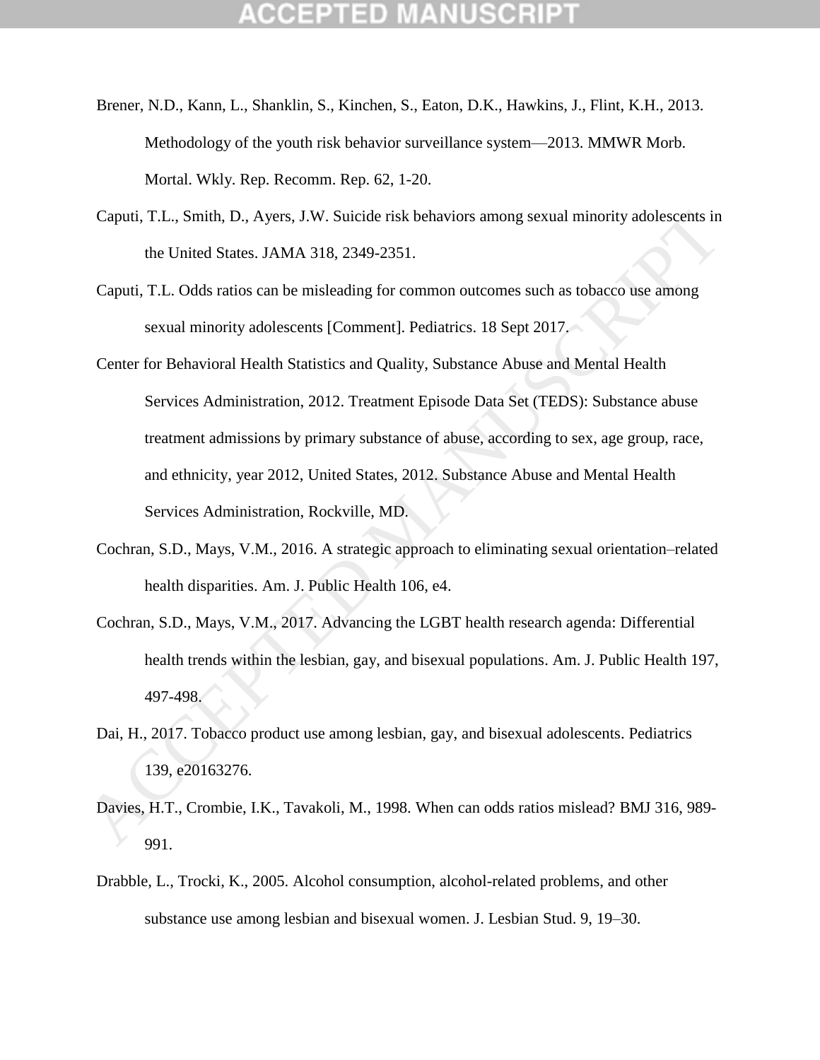Brener, N.D., Kann, L., Shanklin, S., Kinchen, S., Eaton, D.K., Hawkins, J., Flint, K.H., 2013. Methodology of the youth risk behavior surveillance system—2013. MMWR Morb. Mortal. Wkly. Rep. Recomm. Rep. 62, 1-20.

Caputi, T.L., Smith, D., Ayers, J.W. Suicide risk behaviors among sexual minority adolescents in the United States. JAMA 318, 2349-2351.

Caputi, T.L. Odds ratios can be misleading for common outcomes such as tobacco use among sexual minority adolescents [Comment]. Pediatrics. 18 Sept 2017.

Center for Behavioral Health Statistics and Quality, Substance Abuse and Mental Health Services Administration, 2012. Treatment Episode Data Set (TEDS): Substance abuse treatment admissions by primary substance of abuse, according to sex, age group, race, and ethnicity, year 2012, United States, 2012. Substance Abuse and Mental Health Services Administration, Rockville, MD.

Cochran, S.D., Mays, V.M., 2016. A strategic approach to eliminating sexual orientation–related health disparities. Am. J. Public Health 106, e4.

Cochran, S.D., Mays, V.M., 2017. Advancing the LGBT health research agenda: Differential health trends within the lesbian, gay, and bisexual populations. Am. J. Public Health 197, 497-498.

Dai, H., 2017. Tobacco product use among lesbian, gay, and bisexual adolescents. Pediatrics 139, e20163276.

Davies, H.T., Crombie, I.K., Tavakoli, M., 1998. When can odds ratios mislead? BMJ 316, 989-991.

Drabble, L., Trocki, K., 2005. Alcohol consumption, alcohol-related problems, and other substance use among lesbian and bisexual women. J. Lesbian Stud. 9, 19–30.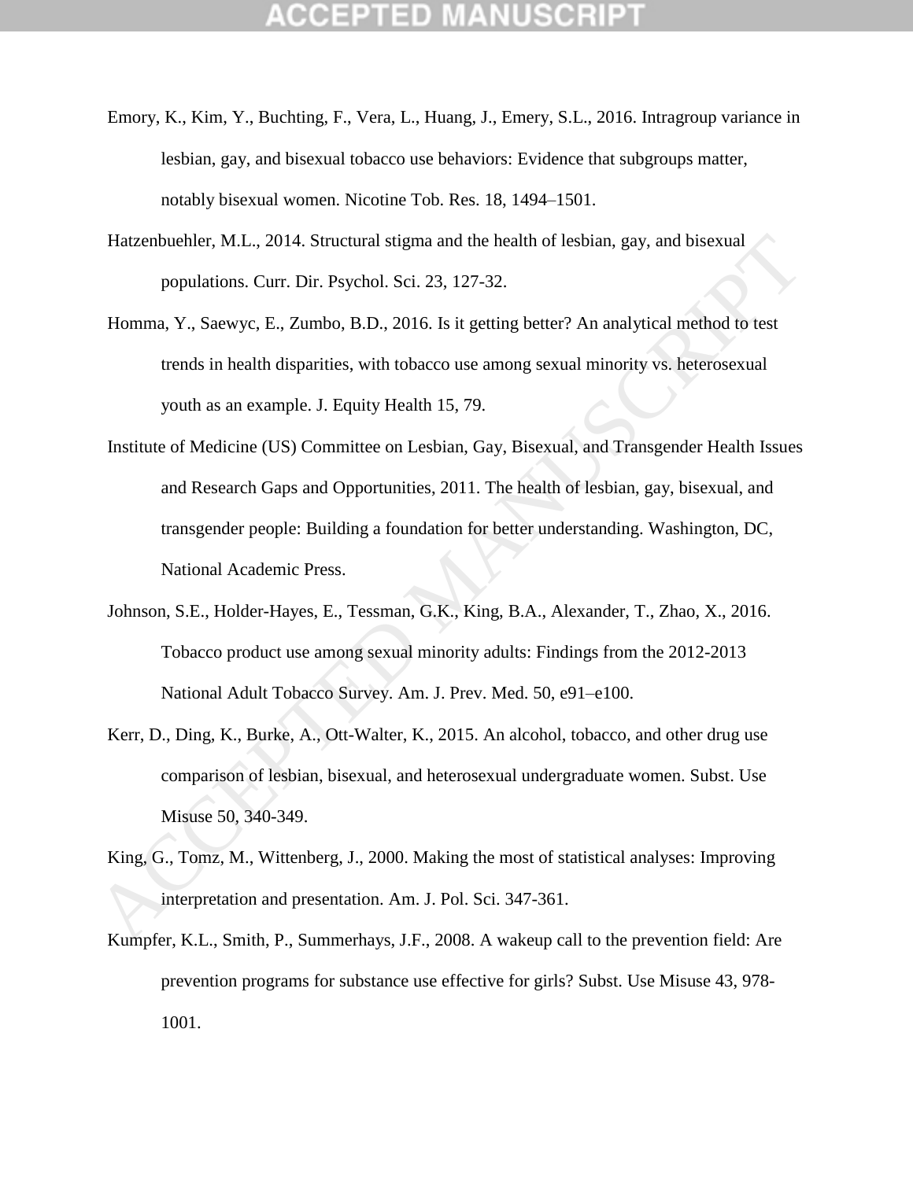Emory, K., Kim, Y., Buchting, F., Vera, L., Huang, J., Emery, S.L., 2016. Intragroup variance in lesbian, gay, and bisexual tobacco use behaviors: Evidence that subgroups matter, notably bisexual women. Nicotine Tob. Res. 18, 1494–1501.

Hatzenbuehler, M.L., 2014. Structural stigma and the health of lesbian, gay, and bisexual populations. Curr. Dir. Psychol. Sci. 23, 127-32.

Homma, Y., Saewyc, E., Zumbo, B.D., 2016. Is it getting better? An analytical method to test trends in health disparities, with tobacco use among sexual minority vs. heterosexual youth as an example. J. Equity Health 15, 79.

Institute of Medicine (US) Committee on Lesbian, Gay, Bisexual, and Transgender Health Issues and Research Gaps and Opportunities, 2011. The health of lesbian, gay, bisexual, and transgender people: Building a foundation for better understanding. Washington, DC, National Academic Press.

Johnson, S.E., Holder-Hayes, E., Tessman, G.K., King, B.A., Alexander, T., Zhao, X., 2016. Tobacco product use among sexual minority adults: Findings from the 2012-2013 National Adult Tobacco Survey. Am. J. Prev. Med. 50, e91–e100.

Kerr, D., Ding, K., Burke, A., Ott-Walter, K., 2015. An alcohol, tobacco, and other drug use comparison of lesbian, bisexual, and heterosexual undergraduate women. Subst. Use Misuse 50, 340-349.

King, G., Tomz, M., Wittenberg, J., 2000. Making the most of statistical analyses: Improving interpretation and presentation. Am. J. Pol. Sci. 347-361.

Kumpfer, K.L., Smith, P., Summerhays, J.F., 2008. A wakeup call to the prevention field: Are prevention programs for substance use effective for girls? Subst. Use Misuse 43, 978-1001.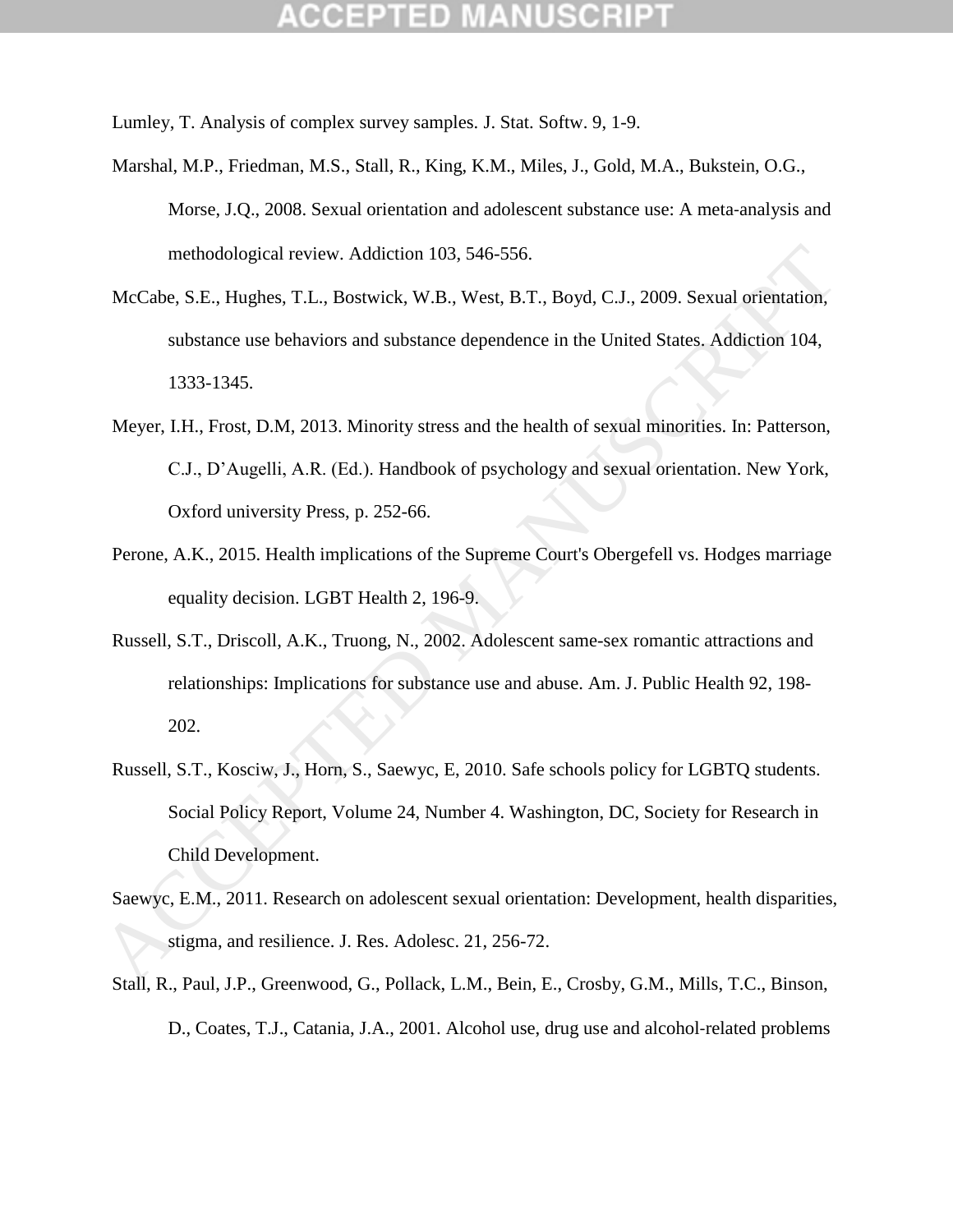Lumley, T. Analysis of complex survey samples. J. Stat. Softw. 9, 1-9.

Marshal, M.P., Friedman, M.S., Stall, R., King, K.M., Miles, J., Gold, M.A., Bukstein, O.G., Morse, J.Q., 2008. Sexual orientation and adolescent substance use: A meta-analysis and methodological review. Addiction 103, 546-556.

McCabe, S.E., Hughes, T.L., Bostwick, W.B., West, B.T., Boyd, C.J., 2009. Sexual orientation, substance use behaviors and substance dependence in the United States. Addiction 104, 1333-1345.

Meyer, I.H., Frost, D.M, 2013. Minority stress and the health of sexual minorities. In: Patterson, C.J., D'Augelli, A.R. (Ed.). Handbook of psychology and sexual orientation. New York, Oxford university Press, p. 252-66.

Perone, A.K., 2015. Health implications of the Supreme Court's Obergefell vs. Hodges marriage equality decision. LGBT Health 2, 196-9.

Russell, S.T., Driscoll, A.K., Truong, N., 2002. Adolescent same-sex romantic attractions and relationships: Implications for substance use and abuse. Am. J. Public Health 92, 198-202.

Russell, S.T., Kosciw, J., Horn, S., Saewyc, E, 2010. Safe schools policy for LGBTQ students. Social Policy Report, Volume 24, Number 4. Washington, DC, Society for Research in Child Development.

Saewyc, E.M., 2011. Research on adolescent sexual orientation: Development, health disparities, stigma, and resilience. J. Res. Adolesc. 21, 256-72.

Stall, R., Paul, J.P., Greenwood, G., Pollack, L.M., Bein, E., Crosby, G.M., Mills, T.C., Binson, D., Coates, T.J., Catania, J.A., 2001. Alcohol use, drug use and alcohol-related problems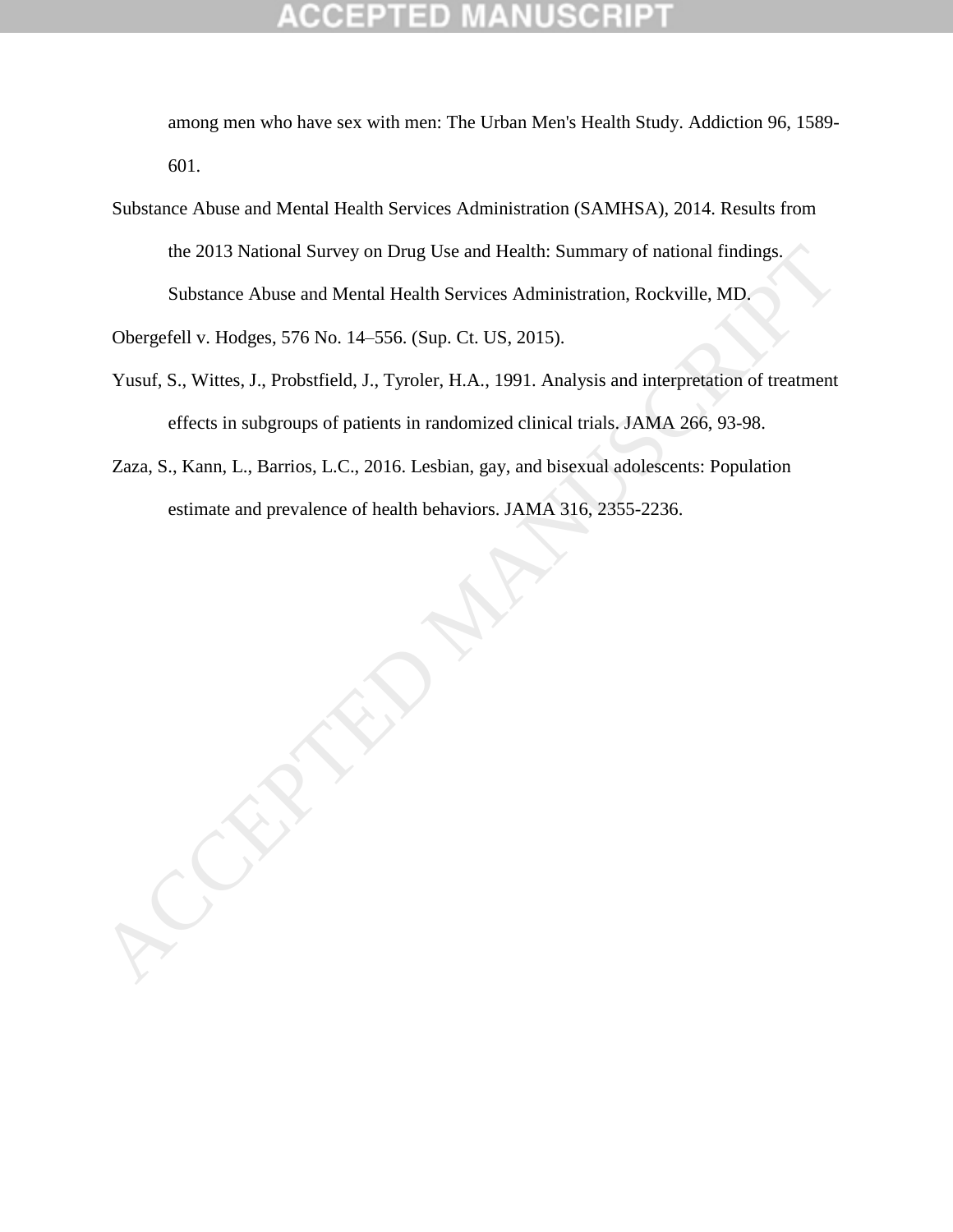among men who have sex with men: The Urban Men's Health Study. Addiction 96, 1589-601.

Substance Abuse and Mental Health Services Administration (SAMHSA), 2014. Results from the 2013 National Survey on Drug Use and Health: Summary of national findings. Substance Abuse and Mental Health Services Administration, Rockville, MD.

Obergefell v. Hodges, 576 No. 14–556. (Sup. Ct. US, 2015).

Yusuf, S., Wittes, J., Probstfield, J., Tyroler, H.A., 1991. Analysis and interpretation of treatment effects in subgroups of patients in randomized clinical trials. JAMA 266, 93-98.

Zaza, S., Kann, L., Barrios, L.C., 2016. Lesbian, gay, and bisexual adolescents: Population estimate and prevalence of health behaviors. JAMA 316, 2355-2236.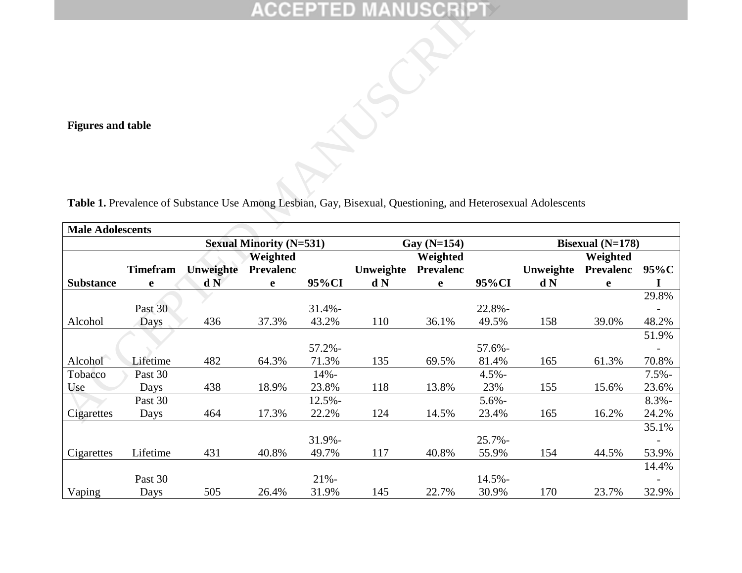**Figures and table**

**Table 1.** Prevalence of Substance Use Among Lesbian, Gay, Bisexual, Questioning, and Heterosexual Adolescents

| **Male Adolescents** | | | | | | | | | | |
|---|---|---|---|---|---|---|---|---|---|---|
| | | **Sexual Minority (N=531)** | | | **Gay (N=154)** | | | **Bisexual (N=178)** | | |
| **Substance** | **Timeframe** | **Unweighted N** | **Weighted Prevalence** | **95%CI** | **Unweighted N** | **Weighted Prevalence** | **95%CI** | **Unweighted N** | **Weighted Prevalence** | **95%CI** |
| Alcohol | Past 30 Days | 436 | 37.3% | 31.4%-43.2% | 110 | 36.1% | 22.8%-49.5% | 158 | 39.0% | 29.8%-48.2% |
| Alcohol | Lifetime | 482 | 64.3% | 57.2%-71.3% | 135 | 69.5% | 57.6%-81.4% | 165 | 61.3% | 51.9%-70.8% |
| Tobacco Use | Past 30 Days | 438 | 18.9% | 14%-23.8% | 118 | 13.8% | 4.5%-23% | 155 | 15.6% | 7.5%-23.6% |
| Cigarettes | Past 30 Days | 464 | 17.3% | 12.5%-22.2% | 124 | 14.5% | 5.6%-23.4% | 165 | 16.2% | 8.3%-24.2% |
| Cigarettes | Lifetime | 431 | 40.8% | 31.9%-49.7% | 117 | 40.8% | 25.7%-55.9% | 154 | 44.5% | 35.1%-53.9% |
| Vaping | Past 30 Days | 505 | 26.4% | 21%-31.9% | 145 | 22.7% | 14.5%-30.9% | 170 | 23.7% | 14.4%-32.9% |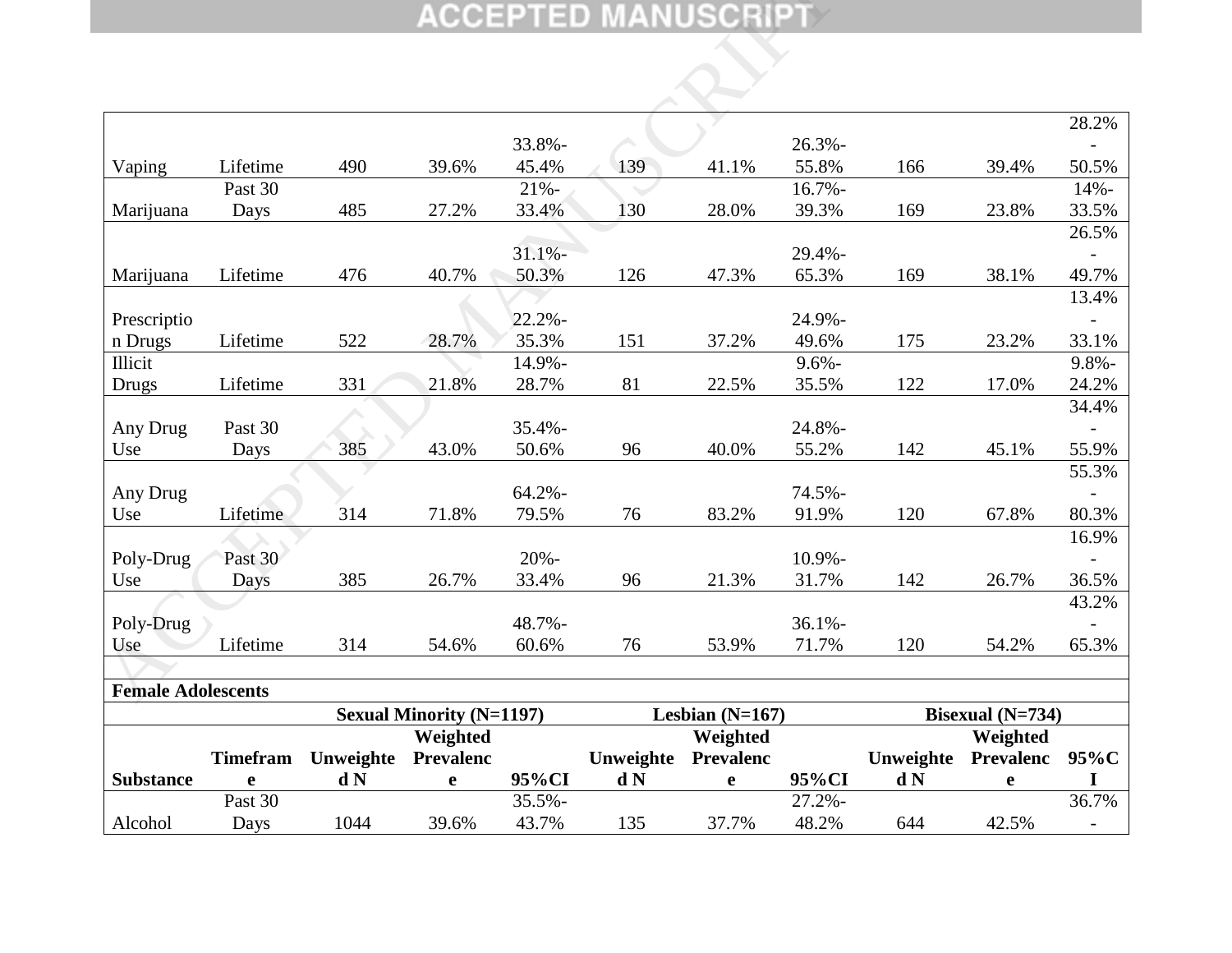| | | | | | | | | | | |
|---|---|---|---|---|---|---|---|---|---|---|
| Vaping | Lifetime | 490 | 39.6% | 33.8%-45.4% | 139 | 41.1% | 26.3%-55.8% | 166 | 39.4% | 28.2%-50.5% |
| Marijuana | Past 30 Days | 485 | 27.2% | 21%-33.4% | 130 | 28.0% | 16.7%-39.3% | 169 | 23.8% | 14%-33.5% |
| Marijuana | Lifetime | 476 | 40.7% | 31.1%-50.3% | 126 | 47.3% | 29.4%-65.3% | 169 | 38.1% | 26.5%-49.7% |
| Prescription Drugs | Lifetime | 522 | 28.7% | 22.2%-35.3% | 151 | 37.2% | 24.9%-49.6% | 175 | 23.2% | 13.4%-33.1% |
| Illicit Drugs | Lifetime | 331 | 21.8% | 14.9%-28.7% | 81 | 22.5% | 9.6%-35.5% | 122 | 17.0% | 9.8%-24.2% |
| Any Drug Use | Past 30 Days | 385 | 43.0% | 35.4%-50.6% | 96 | 40.0% | 24.8%-55.2% | 142 | 45.1% | 34.4%-55.9% |
| Any Drug Use | Lifetime | 314 | 71.8% | 64.2%-79.5% | 76 | 83.2% | 74.5%-91.9% | 120 | 67.8% | 55.3%-80.3% |
| Poly-Drug Use | Past 30 Days | 385 | 26.7% | 20%-33.4% | 96 | 21.3% | 10.9%-31.7% | 142 | 26.7% | 16.9%-36.5% |
| Poly-Drug Use | Lifetime | 314 | 54.6% | 48.7%-60.6% | 76 | 53.9% | 36.1%-71.7% | 120 | 54.2% | 43.2%-65.3% |
| | | | | | | | | | | |
| **Female Adolescents** | | | | | | | | | | |
| | | **Sexual Minority (N=1197)** | | | **Lesbian (N=167)** | | | **Bisexual (N=734)** | | |
| **Substance** | **Timeframe** | **Unweighted N** | **Weighted Prevalence** | **95%CI** | **Unweighted N** | **Weighted Prevalence** | **95%CI** | **Unweighted N** | **Weighted Prevalence** | **95%CI** |
| Alcohol | Past 30 Days | 1044 | 39.6% | 35.5%-43.7% | 135 | 37.7% | 27.2%-48.2% | 644 | 42.5% | 36.7%- |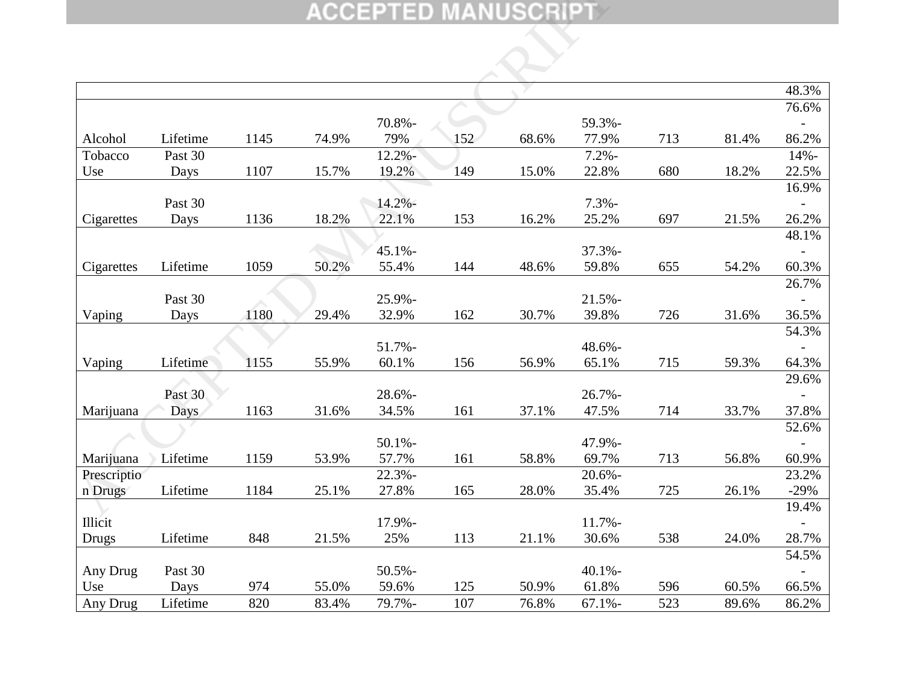| | | | | | | | | | | |
|---|---|---|---|---|---|---|---|---|---|---|
| | | | | | | | | | | 48.3% |
| Alcohol | Lifetime | 1145 | 74.9% | 70.8%-79% | 152 | 68.6% | 59.3%-77.9% | 713 | 81.4% | 76.6%-86.2% |
| Tobacco Use | Past 30 Days | 1107 | 15.7% | 12.2%-19.2% | 149 | 15.0% | 7.2%-22.8% | 680 | 18.2% | 14%-22.5% |
| Cigarettes | Past 30 Days | 1136 | 18.2% | 14.2%-22.1% | 153 | 16.2% | 7.3%-25.2% | 697 | 21.5% | 16.9%-26.2% |
| Cigarettes | Lifetime | 1059 | 50.2% | 45.1%-55.4% | 144 | 48.6% | 37.3%-59.8% | 655 | 54.2% | 48.1%-60.3% |
| Vaping | Past 30 Days | 1180 | 29.4% | 25.9%-32.9% | 162 | 30.7% | 21.5%-39.8% | 726 | 31.6% | 26.7%-36.5% |
| Vaping | Lifetime | 1155 | 55.9% | 51.7%-60.1% | 156 | 56.9% | 48.6%-65.1% | 715 | 59.3% | 54.3%-64.3% |
| Marijuana | Past 30 Days | 1163 | 31.6% | 28.6%-34.5% | 161 | 37.1% | 26.7%-47.5% | 714 | 33.7% | 29.6%-37.8% |
| Marijuana | Lifetime | 1159 | 53.9% | 50.1%-57.7% | 161 | 58.8% | 47.9%-69.7% | 713 | 56.8% | 52.6%-60.9% |
| Prescription Drugs | Lifetime | 1184 | 25.1% | 22.3%-27.8% | 165 | 28.0% | 20.6%-35.4% | 725 | 26.1% | 23.2%-29% |
| Illicit Drugs | Lifetime | 848 | 21.5% | 17.9%-25% | 113 | 21.1% | 11.7%-30.6% | 538 | 24.0% | 19.4%-28.7% |
| Any Drug Use | Past 30 Days | 974 | 55.0% | 50.5%-59.6% | 125 | 50.9% | 40.1%-61.8% | 596 | 60.5% | 54.5%-66.5% |
| Any Drug | Lifetime | 820 | 83.4% | 79.7%- | 107 | 76.8% | 67.1%- | 523 | 89.6% | 86.2% |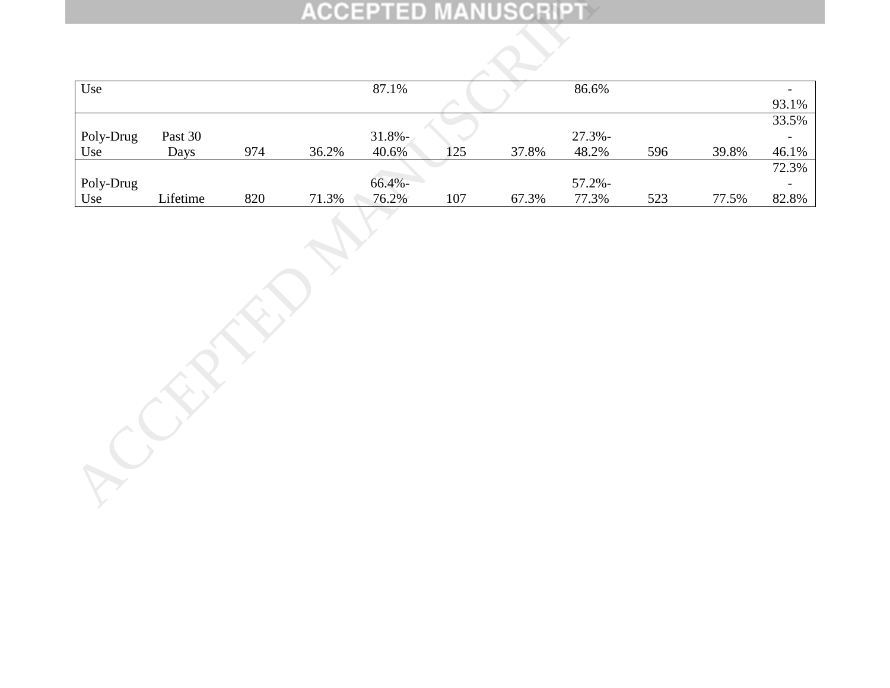| | | | | | | | | | | |
|---|---|---|---|---|---|---|---|---|---|---|
| Use | | | | 87.1% | | | 86.6% | | | - 93.1% |
| Poly-Drug Use | Past 30 Days | 974 | 36.2% | 31.8%-40.6% | 125 | 37.8% | 27.3%-48.2% | 596 | 39.8% | 33.5% - 46.1% |
| Poly-Drug Use | Lifetime | 820 | 71.3% | 66.4%-76.2% | 107 | 67.3% | 57.2%-77.3% | 523 | 77.5% | 72.3% - 82.8% |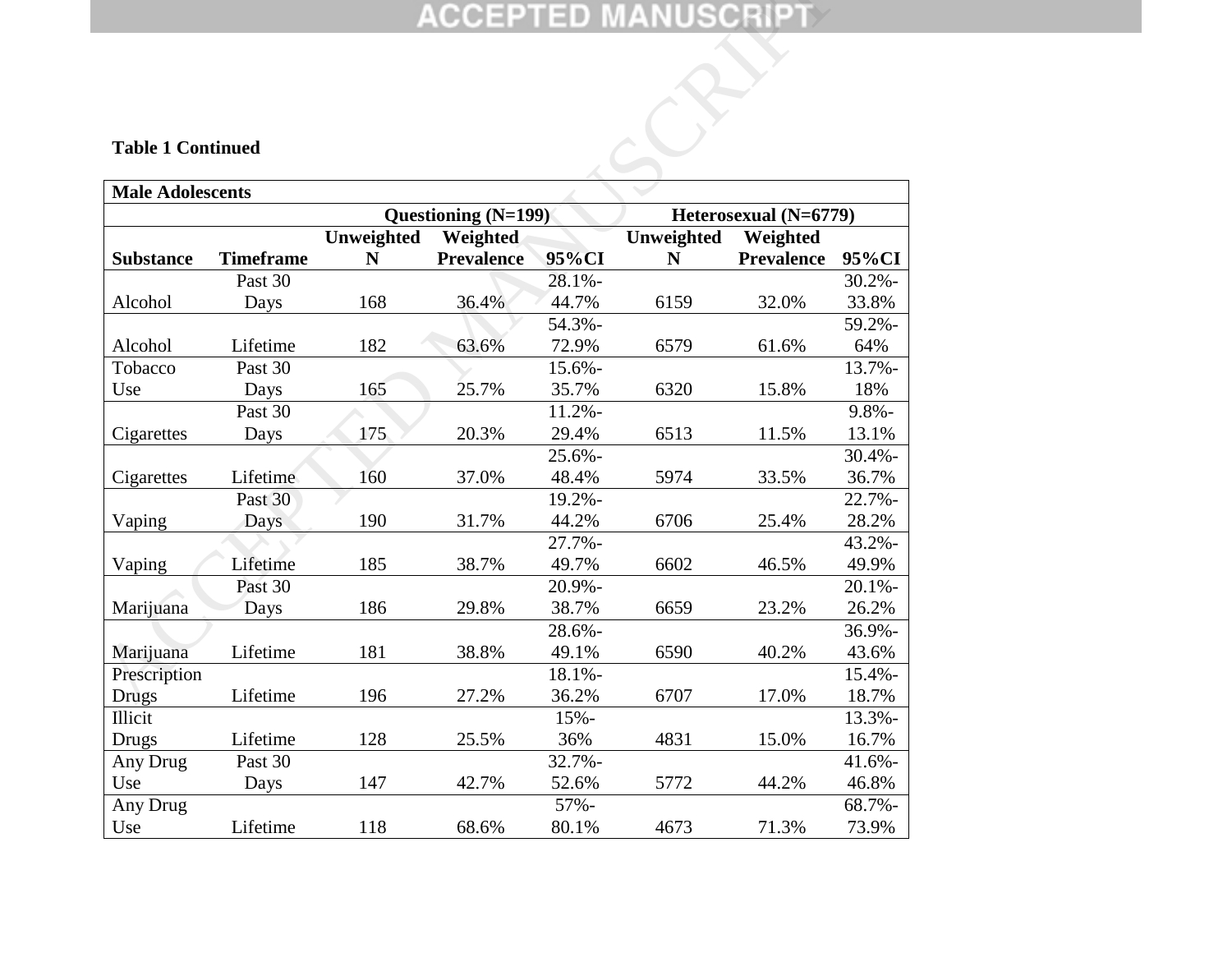**Table 1 Continued**

| Male Adolescents | | | | | | | |
|---|---|---|---|---|---|---|---|
| | | Questioning (N=199) | | | Heterosexual (N=6779) | | |
| **Substance** | **Timeframe** | **Unweighted N** | **Weighted Prevalence** | **95%CI** | **Unweighted N** | **Weighted Prevalence** | **95%CI** |
| Alcohol | Past 30 Days | 168 | 36.4% | 28.1%-44.7% | 6159 | 32.0% | 30.2%-33.8% |
| Alcohol | Lifetime | 182 | 63.6% | 54.3%-72.9% | 6579 | 61.6% | 59.2%-64% |
| Tobacco Use | Past 30 Days | 165 | 25.7% | 15.6%-35.7% | 6320 | 15.8% | 13.7%-18% |
| Cigarettes | Past 30 Days | 175 | 20.3% | 11.2%-29.4% | 6513 | 11.5% | 9.8%-13.1% |
| Cigarettes | Lifetime | 160 | 37.0% | 25.6%-48.4% | 5974 | 33.5% | 30.4%-36.7% |
| Vaping | Past 30 Days | 190 | 31.7% | 19.2%-44.2% | 6706 | 25.4% | 22.7%-28.2% |
| Vaping | Lifetime | 185 | 38.7% | 27.7%-49.7% | 6602 | 46.5% | 43.2%-49.9% |
| Marijuana | Past 30 Days | 186 | 29.8% | 20.9%-38.7% | 6659 | 23.2% | 20.1%-26.2% |
| Marijuana | Lifetime | 181 | 38.8% | 28.6%-49.1% | 6590 | 40.2% | 36.9%-43.6% |
| Prescription Drugs | Lifetime | 196 | 27.2% | 18.1%-36.2% | 6707 | 17.0% | 15.4%-18.7% |
| Illicit Drugs | Lifetime | 128 | 25.5% | 15%-36% | 4831 | 15.0% | 13.3%-16.7% |
| Any Drug Use | Past 30 Days | 147 | 42.7% | 32.7%-52.6% | 5772 | 44.2% | 41.6%-46.8% |
| Any Drug Use | Lifetime | 118 | 68.6% | 57%-80.1% | 4673 | 71.3% | 68.7%-73.9% |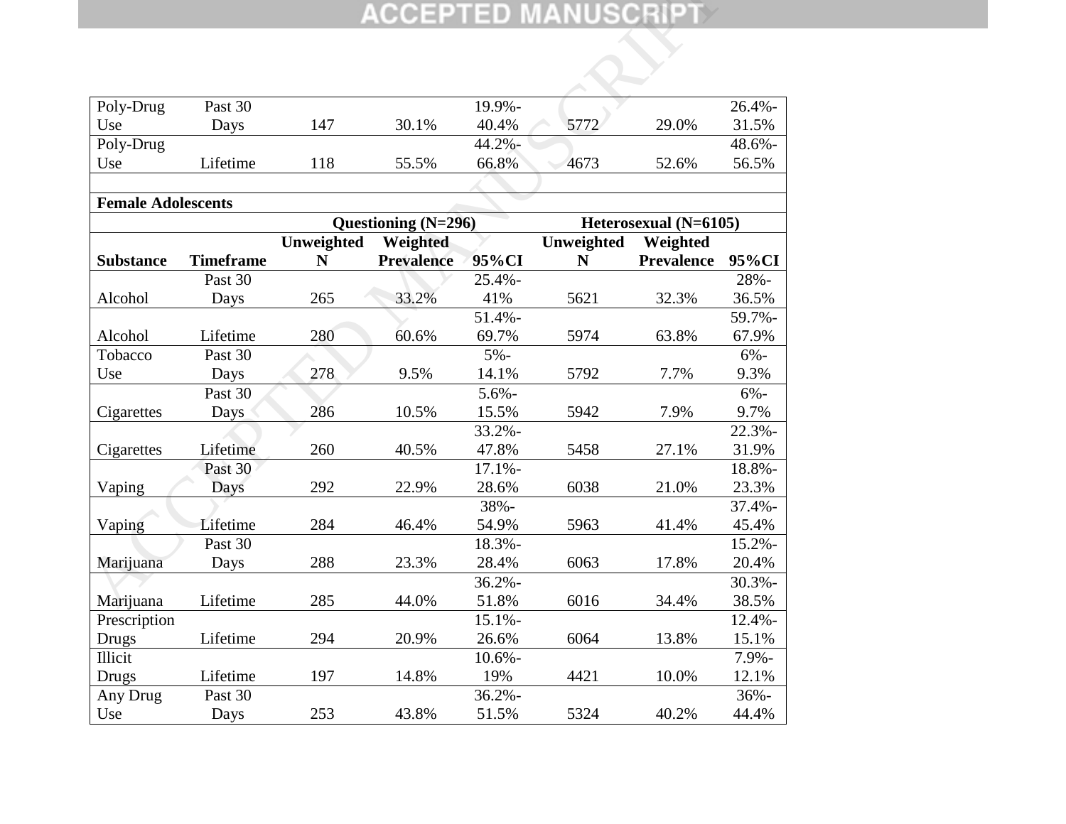| Poly-Drug Use | Past 30 Days | 147 | 30.1% | 19.9%-40.4% | 5772 | 29.0% | 26.4%-31.5% |
|---|---|---|---|---|---|---|---|
| Poly-Drug Use | Lifetime | 118 | 55.5% | 44.2%-66.8% | 4673 | 52.6% | 48.6%-56.5% |
| | | | | | | | |
| **Female Adolescents** | | | | | | | |
| | | **Questioning (N=296)** | | | **Heterosexual (N=6105)** | | |
| **Substance** | **Timeframe** | **Unweighted N** | **Weighted Prevalence** | **95%CI** | **Unweighted N** | **Weighted Prevalence** | **95%CI** |
| Alcohol | Past 30 Days | 265 | 33.2% | 25.4%-41% | 5621 | 32.3% | 28%-36.5% |
| Alcohol | Lifetime | 280 | 60.6% | 51.4%-69.7% | 5974 | 63.8% | 59.7%-67.9% |
| Tobacco Use | Past 30 Days | 278 | 9.5% | 5%-14.1% | 5792 | 7.7% | 6%-9.3% |
| Cigarettes | Past 30 Days | 286 | 10.5% | 5.6%-15.5% | 5942 | 7.9% | 6%-9.7% |
| Cigarettes | Lifetime | 260 | 40.5% | 33.2%-47.8% | 5458 | 27.1% | 22.3%-31.9% |
| Vaping | Past 30 Days | 292 | 22.9% | 17.1%-28.6% | 6038 | 21.0% | 18.8%-23.3% |
| Vaping | Lifetime | 284 | 46.4% | 38%-54.9% | 5963 | 41.4% | 37.4%-45.4% |
| Marijuana | Past 30 Days | 288 | 23.3% | 18.3%-28.4% | 6063 | 17.8% | 15.2%-20.4% |
| Marijuana | Lifetime | 285 | 44.0% | 36.2%-51.8% | 6016 | 34.4% | 30.3%-38.5% |
| Prescription Drugs | Lifetime | 294 | 20.9% | 15.1%-26.6% | 6064 | 13.8% | 12.4%-15.1% |
| Illicit Drugs | Lifetime | 197 | 14.8% | 10.6%-19% | 4421 | 10.0% | 7.9%-12.1% |
| Any Drug Use | Past 30 Days | 253 | 43.8% | 36.2%-51.5% | 5324 | 40.2% | 36%-44.4% |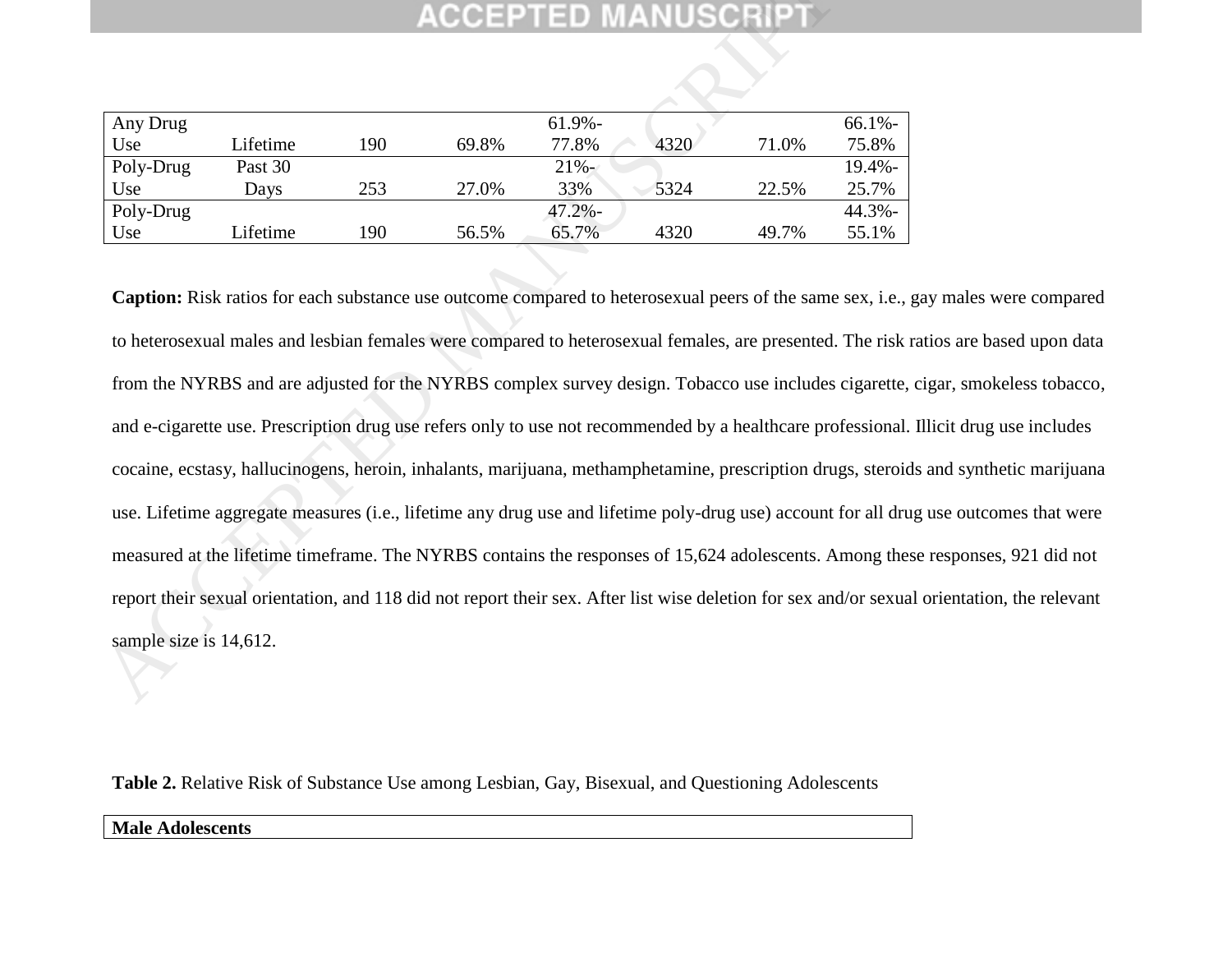| | | | | | | | |
|---|---|---|---|---|---|---|---|
| Any Drug Use | Lifetime | 190 | 69.8% | 61.9%-77.8% | 4320 | 71.0% | 66.1%-75.8% |
| Poly-Drug Use | Past 30 Days | 253 | 27.0% | 21%-33% | 5324 | 22.5% | 19.4%-25.7% |
| Poly-Drug Use | Lifetime | 190 | 56.5% | 47.2%-65.7% | 4320 | 49.7% | 44.3%-55.1% |

**Caption:** Risk ratios for each substance use outcome compared to heterosexual peers of the same sex, i.e., gay males were compared to heterosexual males and lesbian females were compared to heterosexual females, are presented. The risk ratios are based upon data from the NYRBS and are adjusted for the NYRBS complex survey design. Tobacco use includes cigarette, cigar, smokeless tobacco, and e-cigarette use. Prescription drug use refers only to use not recommended by a healthcare professional. Illicit drug use includes cocaine, ecstasy, hallucinogens, heroin, inhalants, marijuana, methamphetamine, prescription drugs, steroids and synthetic marijuana use. Lifetime aggregate measures (i.e., lifetime any drug use and lifetime poly-drug use) account for all drug use outcomes that were measured at the lifetime timeframe. The NYRBS contains the responses of 15,624 adolescents. Among these responses, 921 did not report their sexual orientation, and 118 did not report their sex. After list wise deletion for sex and/or sexual orientation, the relevant sample size is 14,612.

**Table 2.** Relative Risk of Substance Use among Lesbian, Gay, Bisexual, and Questioning Adolescents

| **Male Adolescents** |
|---|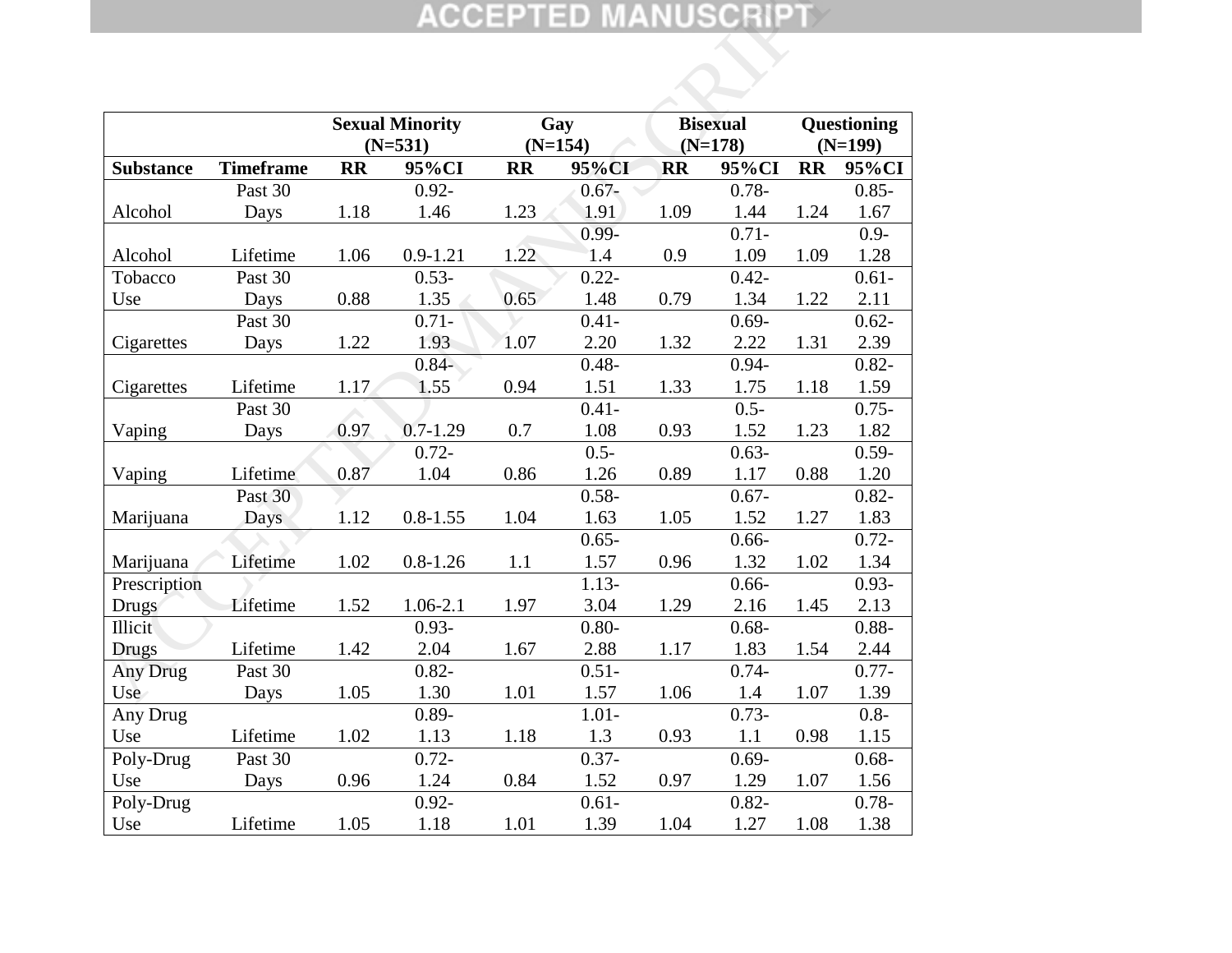| | | Sexual Minority (N=531) | | Gay (N=154) | | Bisexual (N=178) | | Questioning (N=199) | |
|---|---|---|---|---|---|---|---|---|---|
| **Substance** | **Timeframe** | **RR** | **95%CI** | **RR** | **95%CI** | **RR** | **95%CI** | **RR** | **95%CI** |
| Alcohol | Past 30 Days | 1.18 | 0.92-1.46 | 1.23 | 0.67-1.91 | 1.09 | 0.78-1.44 | 1.24 | 0.85-1.67 |
| Alcohol | Lifetime | 1.06 | 0.9-1.21 | 1.22 | 0.99-1.4 | 0.9 | 0.71-1.09 | 1.09 | 0.9-1.28 |
| Tobacco Use | Past 30 Days | 0.88 | 0.53-1.35 | 0.65 | 0.22-1.48 | 0.79 | 0.42-1.34 | 1.22 | 0.61-2.11 |
| Cigarettes | Past 30 Days | 1.22 | 0.71-1.93 | 1.07 | 0.41-2.20 | 1.32 | 0.69-2.22 | 1.31 | 0.62-2.39 |
| Cigarettes | Lifetime | 1.17 | 0.84-1.55 | 0.94 | 0.48-1.51 | 1.33 | 0.94-1.75 | 1.18 | 0.82-1.59 |
| Vaping | Past 30 Days | 0.97 | 0.7-1.29 | 0.7 | 0.41-1.08 | 0.93 | 0.5-1.52 | 1.23 | 0.75-1.82 |
| Vaping | Lifetime | 0.87 | 0.72-1.04 | 0.86 | 0.5-1.26 | 0.89 | 0.63-1.17 | 0.88 | 0.59-1.20 |
| Marijuana | Past 30 Days | 1.12 | 0.8-1.55 | 1.04 | 0.58-1.63 | 1.05 | 0.67-1.52 | 1.27 | 0.82-1.83 |
| Marijuana | Lifetime | 1.02 | 0.8-1.26 | 1.1 | 0.65-1.57 | 0.96 | 0.66-1.32 | 1.02 | 0.72-1.34 |
| Prescription Drugs | Lifetime | 1.52 | 1.06-2.1 | 1.97 | 1.13-3.04 | 1.29 | 0.66-2.16 | 1.45 | 0.93-2.13 |
| Illicit Drugs | Lifetime | 1.42 | 0.93-2.04 | 1.67 | 0.80-2.88 | 1.17 | 0.68-1.83 | 1.54 | 0.88-2.44 |
| Any Drug Use | Past 30 Days | 1.05 | 0.82-1.30 | 1.01 | 0.51-1.57 | 1.06 | 0.74-1.4 | 1.07 | 0.77-1.39 |
| Any Drug Use | Lifetime | 1.02 | 0.89-1.13 | 1.18 | 1.01-1.3 | 0.93 | 0.73-1.1 | 0.98 | 0.8-1.15 |
| Poly-Drug Use | Past 30 Days | 0.96 | 0.72-1.24 | 0.84 | 0.37-1.52 | 0.97 | 0.69-1.29 | 1.07 | 0.68-1.56 |
| Poly-Drug Use | Lifetime | 1.05 | 0.92-1.18 | 1.01 | 0.61-1.39 | 1.04 | 0.82-1.27 | 1.08 | 0.78-1.38 |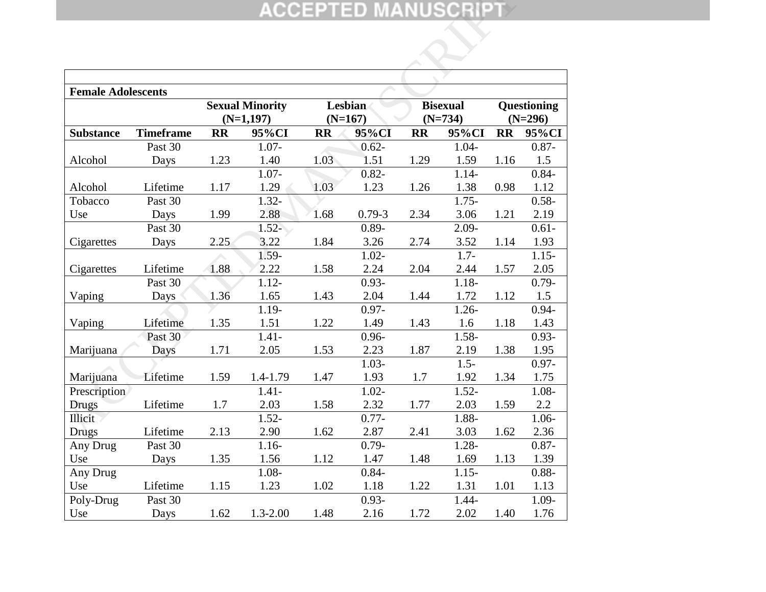| Female Adolescents | | | | | | | | | |
|---|---|---|---|---|---|---|---|---|---|
| | | Sexual Minority (N=1,197) | | Lesbian (N=167) | | Bisexual (N=734) | | Questioning (N=296) | |
| Substance | Timeframe | RR | 95%CI | RR | 95%CI | RR | 95%CI | RR | 95%CI |
| Alcohol | Past 30 Days | 1.23 | 1.07-1.40 | 1.03 | 0.62-1.51 | 1.29 | 1.04-1.59 | 1.16 | 0.87-1.5 |
| Alcohol | Lifetime | 1.17 | 1.07-1.29 | 1.03 | 0.82-1.23 | 1.26 | 1.14-1.38 | 0.98 | 0.84-1.12 |
| Tobacco Use | Past 30 Days | 1.99 | 1.32-2.88 | 1.68 | 0.79-3 | 2.34 | 1.75-3.06 | 1.21 | 0.58-2.19 |
| Cigarettes | Past 30 Days | 2.25 | 1.52-3.22 | 1.84 | 0.89-3.26 | 2.74 | 2.09-3.52 | 1.14 | 0.61-1.93 |
| Cigarettes | Lifetime | 1.88 | 1.59-2.22 | 1.58 | 1.02-2.24 | 2.04 | 1.7-2.44 | 1.57 | 1.15-2.05 |
| Vaping | Past 30 Days | 1.36 | 1.12-1.65 | 1.43 | 0.93-2.04 | 1.44 | 1.18-1.72 | 1.12 | 0.79-1.5 |
| Vaping | Lifetime | 1.35 | 1.19-1.51 | 1.22 | 0.97-1.49 | 1.43 | 1.26-1.6 | 1.18 | 0.94-1.43 |
| Marijuana | Past 30 Days | 1.71 | 1.41-2.05 | 1.53 | 0.96-2.23 | 1.87 | 1.58-2.19 | 1.38 | 0.93-1.95 |
| Marijuana | Lifetime | 1.59 | 1.4-1.79 | 1.47 | 1.03-1.93 | 1.7 | 1.5-1.92 | 1.34 | 0.97-1.75 |
| Prescription Drugs | Lifetime | 1.7 | 1.41-2.03 | 1.58 | 1.02-2.32 | 1.77 | 1.52-2.03 | 1.59 | 1.08-2.2 |
| Illicit Drugs | Lifetime | 2.13 | 1.52-2.90 | 1.62 | 0.77-2.87 | 2.41 | 1.88-3.03 | 1.62 | 1.06-2.36 |
| Any Drug Use | Past 30 Days | 1.35 | 1.16-1.56 | 1.12 | 0.79-1.47 | 1.48 | 1.28-1.69 | 1.13 | 0.87-1.39 |
| Any Drug Use | Lifetime | 1.15 | 1.08-1.23 | 1.02 | 0.84-1.18 | 1.22 | 1.15-1.31 | 1.01 | 0.88-1.13 |
| Poly-Drug Use | Past 30 Days | 1.62 | 1.3-2.00 | 1.48 | 0.93-2.16 | 1.72 | 1.44-2.02 | 1.40 | 1.09-1.76 |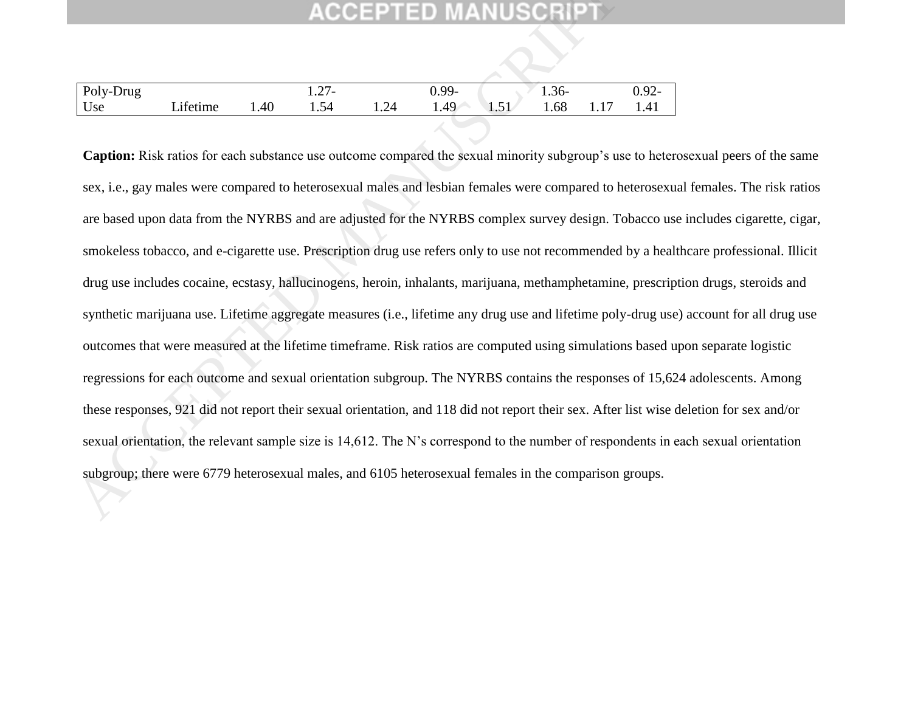| | | | | | | | | | |
|---|---|---|---|---|---|---|---|---|---|
| Poly-Drug Use | Lifetime | 1.40 | 1.27-1.54 | 1.24 | 0.99-1.49 | 1.51 | 1.36-1.68 | 1.17 | 0.92-1.41 |

**Caption:** Risk ratios for each substance use outcome compared the sexual minority subgroup's use to heterosexual peers of the same sex, i.e., gay males were compared to heterosexual males and lesbian females were compared to heterosexual females. The risk ratios are based upon data from the NYRBS and are adjusted for the NYRBS complex survey design. Tobacco use includes cigarette, cigar, smokeless tobacco, and e-cigarette use. Prescription drug use refers only to use not recommended by a healthcare professional. Illicit drug use includes cocaine, ecstasy, hallucinogens, heroin, inhalants, marijuana, methamphetamine, prescription drugs, steroids and synthetic marijuana use. Lifetime aggregate measures (i.e., lifetime any drug use and lifetime poly-drug use) account for all drug use outcomes that were measured at the lifetime timeframe. Risk ratios are computed using simulations based upon separate logistic regressions for each outcome and sexual orientation subgroup. The NYRBS contains the responses of 15,624 adolescents. Among these responses, 921 did not report their sexual orientation, and 118 did not report their sex. After list wise deletion for sex and/or sexual orientation, the relevant sample size is 14,612. The N's correspond to the number of respondents in each sexual orientation subgroup; there were 6779 heterosexual males, and 6105 heterosexual females in the comparison groups.